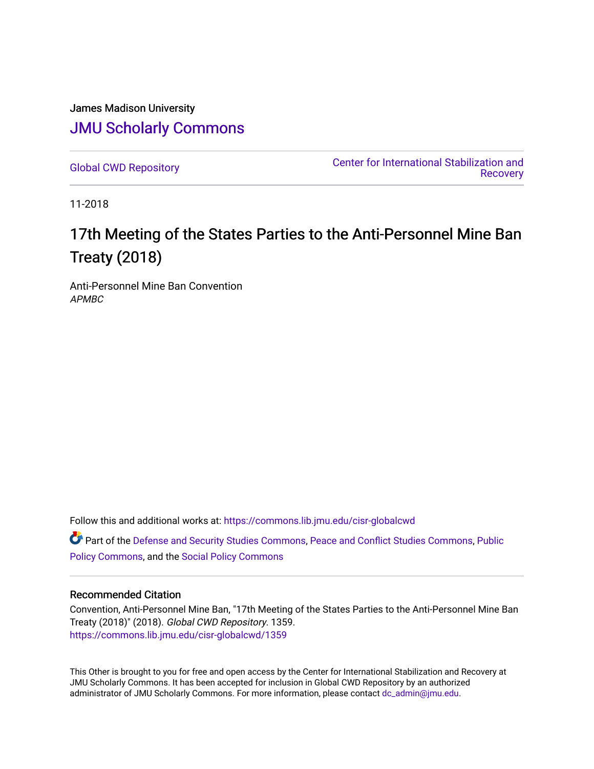James Madison University

# JMU Scholarly Commons

Global CWD Repository

Center for International Stabilization and Recovery

11-2018

## 17th Meeting of the States Parties to the Anti-Personnel Mine Ban Treaty (2018)

Anti-Personnel Mine Ban Convention
*APMBC*

Follow this and additional works at: https://commons.lib.jmu.edu/cisr-globalcwd

Part of the Defense and Security Studies Commons, Peace and Conflict Studies Commons, Public Policy Commons, and the Social Policy Commons

### Recommended Citation

Convention, Anti-Personnel Mine Ban, "17th Meeting of the States Parties to the Anti-Personnel Mine Ban Treaty (2018)" (2018). *Global CWD Repository*. 1359.
https://commons.lib.jmu.edu/cisr-globalcwd/1359

This Other is brought to you for free and open access by the Center for International Stabilization and Recovery at JMU Scholarly Commons. It has been accepted for inclusion in Global CWD Repository by an authorized administrator of JMU Scholarly Commons. For more information, please contact dc_admin@jmu.edu.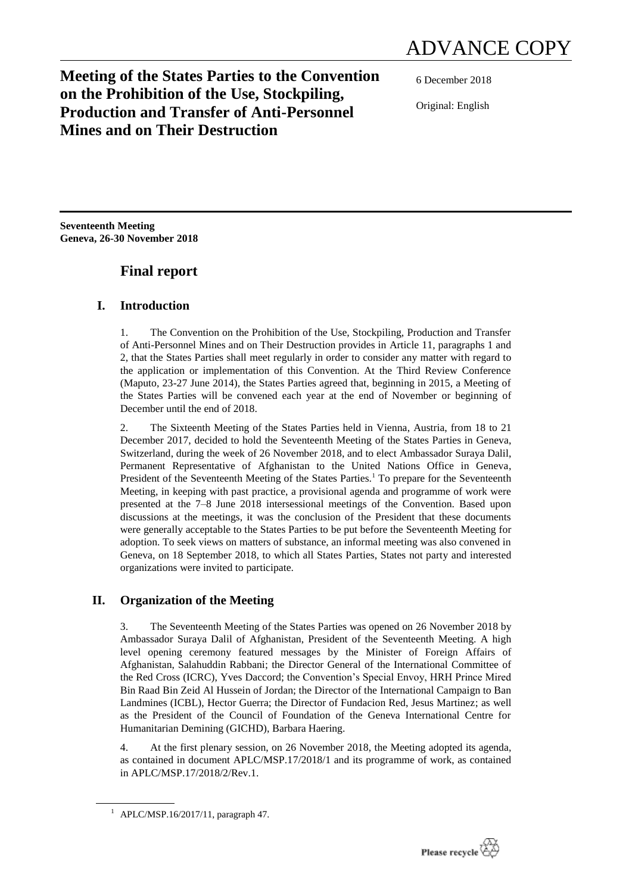ADVANCE COPY

**Meeting of the States Parties to the Convention on the Prohibition of the Use, Stockpiling, Production and Transfer of Anti-Personnel Mines and on Their Destruction**

6 December 2018

Original: English

**Seventeenth Meeting**
**Geneva, 26-30 November 2018**

# Final report

## I. Introduction

1. The Convention on the Prohibition of the Use, Stockpiling, Production and Transfer of Anti-Personnel Mines and on Their Destruction provides in Article 11, paragraphs 1 and 2, that the States Parties shall meet regularly in order to consider any matter with regard to the application or implementation of this Convention. At the Third Review Conference (Maputo, 23-27 June 2014), the States Parties agreed that, beginning in 2015, a Meeting of the States Parties will be convened each year at the end of November or beginning of December until the end of 2018.

2. The Sixteenth Meeting of the States Parties held in Vienna, Austria, from 18 to 21 December 2017, decided to hold the Seventeenth Meeting of the States Parties in Geneva, Switzerland, during the week of 26 November 2018, and to elect Ambassador Suraya Dalil, Permanent Representative of Afghanistan to the United Nations Office in Geneva, President of the Seventeenth Meeting of the States Parties.[1] To prepare for the Seventeenth Meeting, in keeping with past practice, a provisional agenda and programme of work were presented at the 7–8 June 2018 intersessional meetings of the Convention. Based upon discussions at the meetings, it was the conclusion of the President that these documents were generally acceptable to the States Parties to be put before the Seventeenth Meeting for adoption. To seek views on matters of substance, an informal meeting was also convened in Geneva, on 18 September 2018, to which all States Parties, States not party and interested organizations were invited to participate.

## II. Organization of the Meeting

3. The Seventeenth Meeting of the States Parties was opened on 26 November 2018 by Ambassador Suraya Dalil of Afghanistan, President of the Seventeenth Meeting. A high level opening ceremony featured messages by the Minister of Foreign Affairs of Afghanistan, Salahuddin Rabbani; the Director General of the International Committee of the Red Cross (ICRC), Yves Daccord; the Convention's Special Envoy, HRH Prince Mired Bin Raad Bin Zeid Al Hussein of Jordan; the Director of the International Campaign to Ban Landmines (ICBL), Hector Guerra; the Director of Fundacion Red, Jesus Martinez; as well as the President of the Council of Foundation of the Geneva International Centre for Humanitarian Demining (GICHD), Barbara Haering.

4. At the first plenary session, on 26 November 2018, the Meeting adopted its agenda, as contained in document APLC/MSP.17/2018/1 and its programme of work, as contained in APLC/MSP.17/2018/2/Rev.1.

[1] APLC/MSP.16/2017/11, paragraph 47.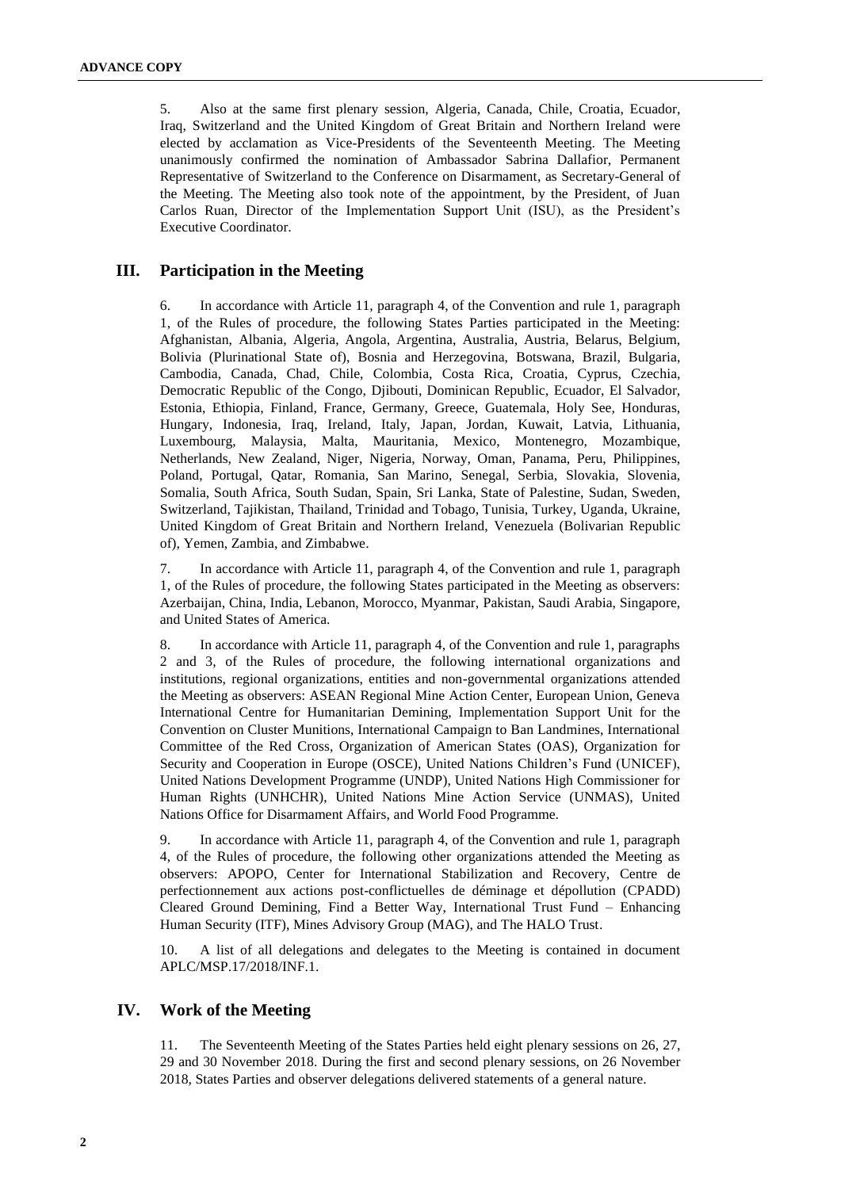5. Also at the same first plenary session, Algeria, Canada, Chile, Croatia, Ecuador, Iraq, Switzerland and the United Kingdom of Great Britain and Northern Ireland were elected by acclamation as Vice-Presidents of the Seventeenth Meeting. The Meeting unanimously confirmed the nomination of Ambassador Sabrina Dallafior, Permanent Representative of Switzerland to the Conference on Disarmament, as Secretary-General of the Meeting. The Meeting also took note of the appointment, by the President, of Juan Carlos Ruan, Director of the Implementation Support Unit (ISU), as the President's Executive Coordinator.

## III. Participation in the Meeting

6. In accordance with Article 11, paragraph 4, of the Convention and rule 1, paragraph 1, of the Rules of procedure, the following States Parties participated in the Meeting: Afghanistan, Albania, Algeria, Angola, Argentina, Australia, Austria, Belarus, Belgium, Bolivia (Plurinational State of), Bosnia and Herzegovina, Botswana, Brazil, Bulgaria, Cambodia, Canada, Chad, Chile, Colombia, Costa Rica, Croatia, Cyprus, Czechia, Democratic Republic of the Congo, Djibouti, Dominican Republic, Ecuador, El Salvador, Estonia, Ethiopia, Finland, France, Germany, Greece, Guatemala, Holy See, Honduras, Hungary, Indonesia, Iraq, Ireland, Italy, Japan, Jordan, Kuwait, Latvia, Lithuania, Luxembourg, Malaysia, Malta, Mauritania, Mexico, Montenegro, Mozambique, Netherlands, New Zealand, Niger, Nigeria, Norway, Oman, Panama, Peru, Philippines, Poland, Portugal, Qatar, Romania, San Marino, Senegal, Serbia, Slovakia, Slovenia, Somalia, South Africa, South Sudan, Spain, Sri Lanka, State of Palestine, Sudan, Sweden, Switzerland, Tajikistan, Thailand, Trinidad and Tobago, Tunisia, Turkey, Uganda, Ukraine, United Kingdom of Great Britain and Northern Ireland, Venezuela (Bolivarian Republic of), Yemen, Zambia, and Zimbabwe.

7. In accordance with Article 11, paragraph 4, of the Convention and rule 1, paragraph 1, of the Rules of procedure, the following States participated in the Meeting as observers: Azerbaijan, China, India, Lebanon, Morocco, Myanmar, Pakistan, Saudi Arabia, Singapore, and United States of America.

8. In accordance with Article 11, paragraph 4, of the Convention and rule 1, paragraphs 2 and 3, of the Rules of procedure, the following international organizations and institutions, regional organizations, entities and non-governmental organizations attended the Meeting as observers: ASEAN Regional Mine Action Center, European Union, Geneva International Centre for Humanitarian Demining, Implementation Support Unit for the Convention on Cluster Munitions, International Campaign to Ban Landmines, International Committee of the Red Cross, Organization of American States (OAS), Organization for Security and Cooperation in Europe (OSCE), United Nations Children's Fund (UNICEF), United Nations Development Programme (UNDP), United Nations High Commissioner for Human Rights (UNHCHR), United Nations Mine Action Service (UNMAS), United Nations Office for Disarmament Affairs, and World Food Programme.

9. In accordance with Article 11, paragraph 4, of the Convention and rule 1, paragraph 4, of the Rules of procedure, the following other organizations attended the Meeting as observers: APOPO, Center for International Stabilization and Recovery, Centre de perfectionnement aux actions post-conflictuelles de déminage et dépollution (CPADD) Cleared Ground Demining, Find a Better Way, International Trust Fund – Enhancing Human Security (ITF), Mines Advisory Group (MAG), and The HALO Trust.

10. A list of all delegations and delegates to the Meeting is contained in document APLC/MSP.17/2018/INF.1.

## IV. Work of the Meeting

11. The Seventeenth Meeting of the States Parties held eight plenary sessions on 26, 27, 29 and 30 November 2018. During the first and second plenary sessions, on 26 November 2018, States Parties and observer delegations delivered statements of a general nature.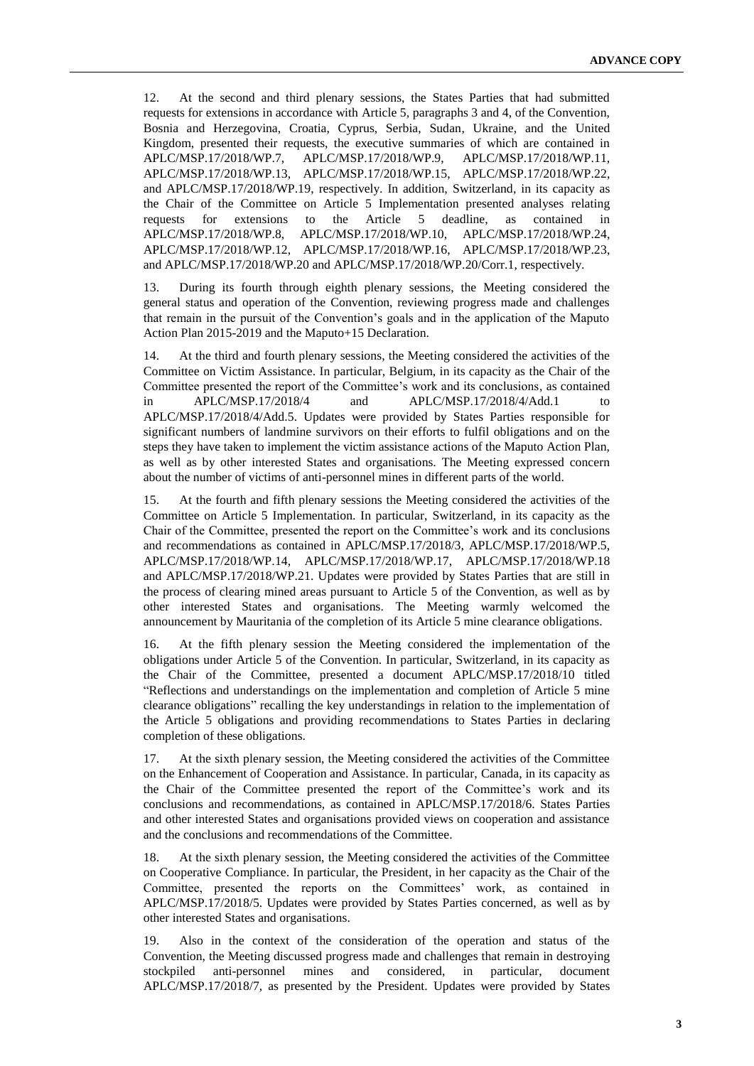12. At the second and third plenary sessions, the States Parties that had submitted requests for extensions in accordance with Article 5, paragraphs 3 and 4, of the Convention, Bosnia and Herzegovina, Croatia, Cyprus, Serbia, Sudan, Ukraine, and the United Kingdom, presented their requests, the executive summaries of which are contained in APLC/MSP.17/2018/WP.7, APLC/MSP.17/2018/WP.9, APLC/MSP.17/2018/WP.11, APLC/MSP.17/2018/WP.13, APLC/MSP.17/2018/WP.15, APLC/MSP.17/2018/WP.22, and APLC/MSP.17/2018/WP.19, respectively. In addition, Switzerland, in its capacity as the Chair of the Committee on Article 5 Implementation presented analyses relating requests for extensions to the Article 5 deadline, as contained in APLC/MSP.17/2018/WP.8, APLC/MSP.17/2018/WP.10, APLC/MSP.17/2018/WP.24, APLC/MSP.17/2018/WP.12, APLC/MSP.17/2018/WP.16, APLC/MSP.17/2018/WP.23, and APLC/MSP.17/2018/WP.20 and APLC/MSP.17/2018/WP.20/Corr.1, respectively.

13. During its fourth through eighth plenary sessions, the Meeting considered the general status and operation of the Convention, reviewing progress made and challenges that remain in the pursuit of the Convention's goals and in the application of the Maputo Action Plan 2015-2019 and the Maputo+15 Declaration.

14. At the third and fourth plenary sessions, the Meeting considered the activities of the Committee on Victim Assistance. In particular, Belgium, in its capacity as the Chair of the Committee presented the report of the Committee's work and its conclusions, as contained in APLC/MSP.17/2018/4 and APLC/MSP.17/2018/4/Add.1 to APLC/MSP.17/2018/4/Add.5. Updates were provided by States Parties responsible for significant numbers of landmine survivors on their efforts to fulfil obligations and on the steps they have taken to implement the victim assistance actions of the Maputo Action Plan, as well as by other interested States and organisations. The Meeting expressed concern about the number of victims of anti-personnel mines in different parts of the world.

15. At the fourth and fifth plenary sessions the Meeting considered the activities of the Committee on Article 5 Implementation. In particular, Switzerland, in its capacity as the Chair of the Committee, presented the report on the Committee's work and its conclusions and recommendations as contained in APLC/MSP.17/2018/3, APLC/MSP.17/2018/WP.5, APLC/MSP.17/2018/WP.14, APLC/MSP.17/2018/WP.17, APLC/MSP.17/2018/WP.18 and APLC/MSP.17/2018/WP.21. Updates were provided by States Parties that are still in the process of clearing mined areas pursuant to Article 5 of the Convention, as well as by other interested States and organisations. The Meeting warmly welcomed the announcement by Mauritania of the completion of its Article 5 mine clearance obligations.

16. At the fifth plenary session the Meeting considered the implementation of the obligations under Article 5 of the Convention. In particular, Switzerland, in its capacity as the Chair of the Committee, presented a document APLC/MSP.17/2018/10 titled "Reflections and understandings on the implementation and completion of Article 5 mine clearance obligations" recalling the key understandings in relation to the implementation of the Article 5 obligations and providing recommendations to States Parties in declaring completion of these obligations.

17. At the sixth plenary session, the Meeting considered the activities of the Committee on the Enhancement of Cooperation and Assistance. In particular, Canada, in its capacity as the Chair of the Committee presented the report of the Committee's work and its conclusions and recommendations, as contained in APLC/MSP.17/2018/6. States Parties and other interested States and organisations provided views on cooperation and assistance and the conclusions and recommendations of the Committee.

18. At the sixth plenary session, the Meeting considered the activities of the Committee on Cooperative Compliance. In particular, the President, in her capacity as the Chair of the Committee, presented the reports on the Committees' work, as contained in APLC/MSP.17/2018/5. Updates were provided by States Parties concerned, as well as by other interested States and organisations.

19. Also in the context of the consideration of the operation and status of the Convention, the Meeting discussed progress made and challenges that remain in destroying stockpiled anti-personnel mines and considered, in particular, document APLC/MSP.17/2018/7, as presented by the President. Updates were provided by States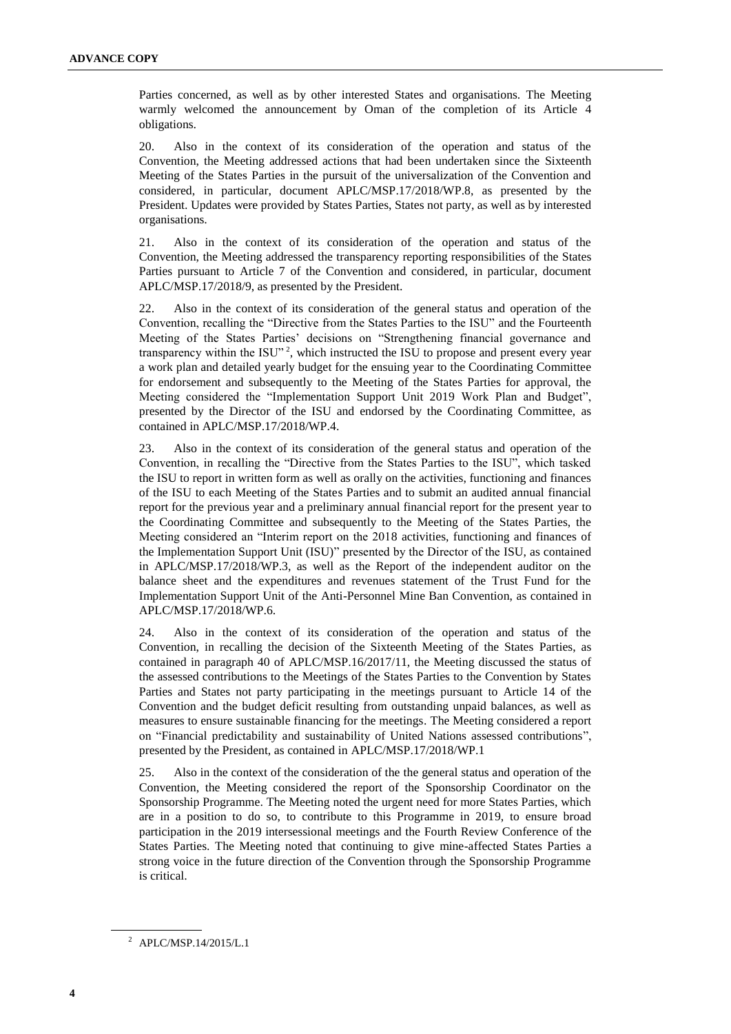Parties concerned, as well as by other interested States and organisations. The Meeting warmly welcomed the announcement by Oman of the completion of its Article 4 obligations.

20. Also in the context of its consideration of the operation and status of the Convention, the Meeting addressed actions that had been undertaken since the Sixteenth Meeting of the States Parties in the pursuit of the universalization of the Convention and considered, in particular, document APLC/MSP.17/2018/WP.8, as presented by the President. Updates were provided by States Parties, States not party, as well as by interested organisations.

21. Also in the context of its consideration of the operation and status of the Convention, the Meeting addressed the transparency reporting responsibilities of the States Parties pursuant to Article 7 of the Convention and considered, in particular, document APLC/MSP.17/2018/9, as presented by the President.

22. Also in the context of its consideration of the general status and operation of the Convention, recalling the "Directive from the States Parties to the ISU" and the Fourteenth Meeting of the States Parties' decisions on "Strengthening financial governance and transparency within the ISU" [2], which instructed the ISU to propose and present every year a work plan and detailed yearly budget for the ensuing year to the Coordinating Committee for endorsement and subsequently to the Meeting of the States Parties for approval, the Meeting considered the "Implementation Support Unit 2019 Work Plan and Budget", presented by the Director of the ISU and endorsed by the Coordinating Committee, as contained in APLC/MSP.17/2018/WP.4.

23. Also in the context of its consideration of the general status and operation of the Convention, in recalling the "Directive from the States Parties to the ISU", which tasked the ISU to report in written form as well as orally on the activities, functioning and finances of the ISU to each Meeting of the States Parties and to submit an audited annual financial report for the previous year and a preliminary annual financial report for the present year to the Coordinating Committee and subsequently to the Meeting of the States Parties, the Meeting considered an "Interim report on the 2018 activities, functioning and finances of the Implementation Support Unit (ISU)" presented by the Director of the ISU, as contained in APLC/MSP.17/2018/WP.3, as well as the Report of the independent auditor on the balance sheet and the expenditures and revenues statement of the Trust Fund for the Implementation Support Unit of the Anti-Personnel Mine Ban Convention, as contained in APLC/MSP.17/2018/WP.6.

24. Also in the context of its consideration of the operation and status of the Convention, in recalling the decision of the Sixteenth Meeting of the States Parties, as contained in paragraph 40 of APLC/MSP.16/2017/11, the Meeting discussed the status of the assessed contributions to the Meetings of the States Parties to the Convention by States Parties and States not party participating in the meetings pursuant to Article 14 of the Convention and the budget deficit resulting from outstanding unpaid balances, as well as measures to ensure sustainable financing for the meetings. The Meeting considered a report on "Financial predictability and sustainability of United Nations assessed contributions", presented by the President, as contained in APLC/MSP.17/2018/WP.1

25. Also in the context of the consideration of the the general status and operation of the Convention, the Meeting considered the report of the Sponsorship Coordinator on the Sponsorship Programme. The Meeting noted the urgent need for more States Parties, which are in a position to do so, to contribute to this Programme in 2019, to ensure broad participation in the 2019 intersessional meetings and the Fourth Review Conference of the States Parties. The Meeting noted that continuing to give mine-affected States Parties a strong voice in the future direction of the Convention through the Sponsorship Programme is critical.

[2] APLC/MSP.14/2015/L.1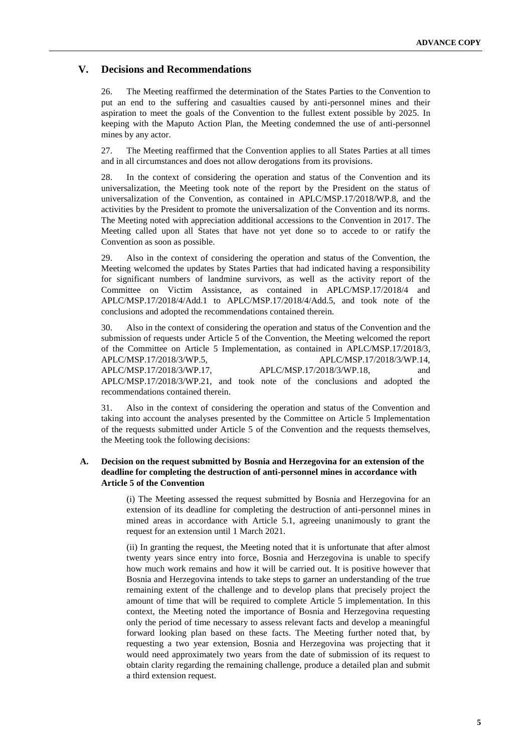## V. Decisions and Recommendations

26. The Meeting reaffirmed the determination of the States Parties to the Convention to put an end to the suffering and casualties caused by anti-personnel mines and their aspiration to meet the goals of the Convention to the fullest extent possible by 2025. In keeping with the Maputo Action Plan, the Meeting condemned the use of anti-personnel mines by any actor.

27. The Meeting reaffirmed that the Convention applies to all States Parties at all times and in all circumstances and does not allow derogations from its provisions.

28. In the context of considering the operation and status of the Convention and its universalization, the Meeting took note of the report by the President on the status of universalization of the Convention, as contained in APLC/MSP.17/2018/WP.8, and the activities by the President to promote the universalization of the Convention and its norms. The Meeting noted with appreciation additional accessions to the Convention in 2017. The Meeting called upon all States that have not yet done so to accede to or ratify the Convention as soon as possible.

29. Also in the context of considering the operation and status of the Convention, the Meeting welcomed the updates by States Parties that had indicated having a responsibility for significant numbers of landmine survivors, as well as the activity report of the Committee on Victim Assistance, as contained in APLC/MSP.17/2018/4 and APLC/MSP.17/2018/4/Add.1 to APLC/MSP.17/2018/4/Add.5, and took note of the conclusions and adopted the recommendations contained therein.

30. Also in the context of considering the operation and status of the Convention and the submission of requests under Article 5 of the Convention, the Meeting welcomed the report of the Committee on Article 5 Implementation, as contained in APLC/MSP.17/2018/3, APLC/MSP.17/2018/3/WP.5, APLC/MSP.17/2018/3/WP.14, APLC/MSP.17/2018/3/WP.17, APLC/MSP.17/2018/3/WP.18, and APLC/MSP.17/2018/3/WP.21, and took note of the conclusions and adopted the recommendations contained therein.

31. Also in the context of considering the operation and status of the Convention and taking into account the analyses presented by the Committee on Article 5 Implementation of the requests submitted under Article 5 of the Convention and the requests themselves, the Meeting took the following decisions:

### A. Decision on the request submitted by Bosnia and Herzegovina for an extension of the deadline for completing the destruction of anti-personnel mines in accordance with Article 5 of the Convention

(i) The Meeting assessed the request submitted by Bosnia and Herzegovina for an extension of its deadline for completing the destruction of anti-personnel mines in mined areas in accordance with Article 5.1, agreeing unanimously to grant the request for an extension until 1 March 2021.

(ii) In granting the request, the Meeting noted that it is unfortunate that after almost twenty years since entry into force, Bosnia and Herzegovina is unable to specify how much work remains and how it will be carried out. It is positive however that Bosnia and Herzegovina intends to take steps to garner an understanding of the true remaining extent of the challenge and to develop plans that precisely project the amount of time that will be required to complete Article 5 implementation. In this context, the Meeting noted the importance of Bosnia and Herzegovina requesting only the period of time necessary to assess relevant facts and develop a meaningful forward looking plan based on these facts. The Meeting further noted that, by requesting a two year extension, Bosnia and Herzegovina was projecting that it would need approximately two years from the date of submission of its request to obtain clarity regarding the remaining challenge, produce a detailed plan and submit a third extension request.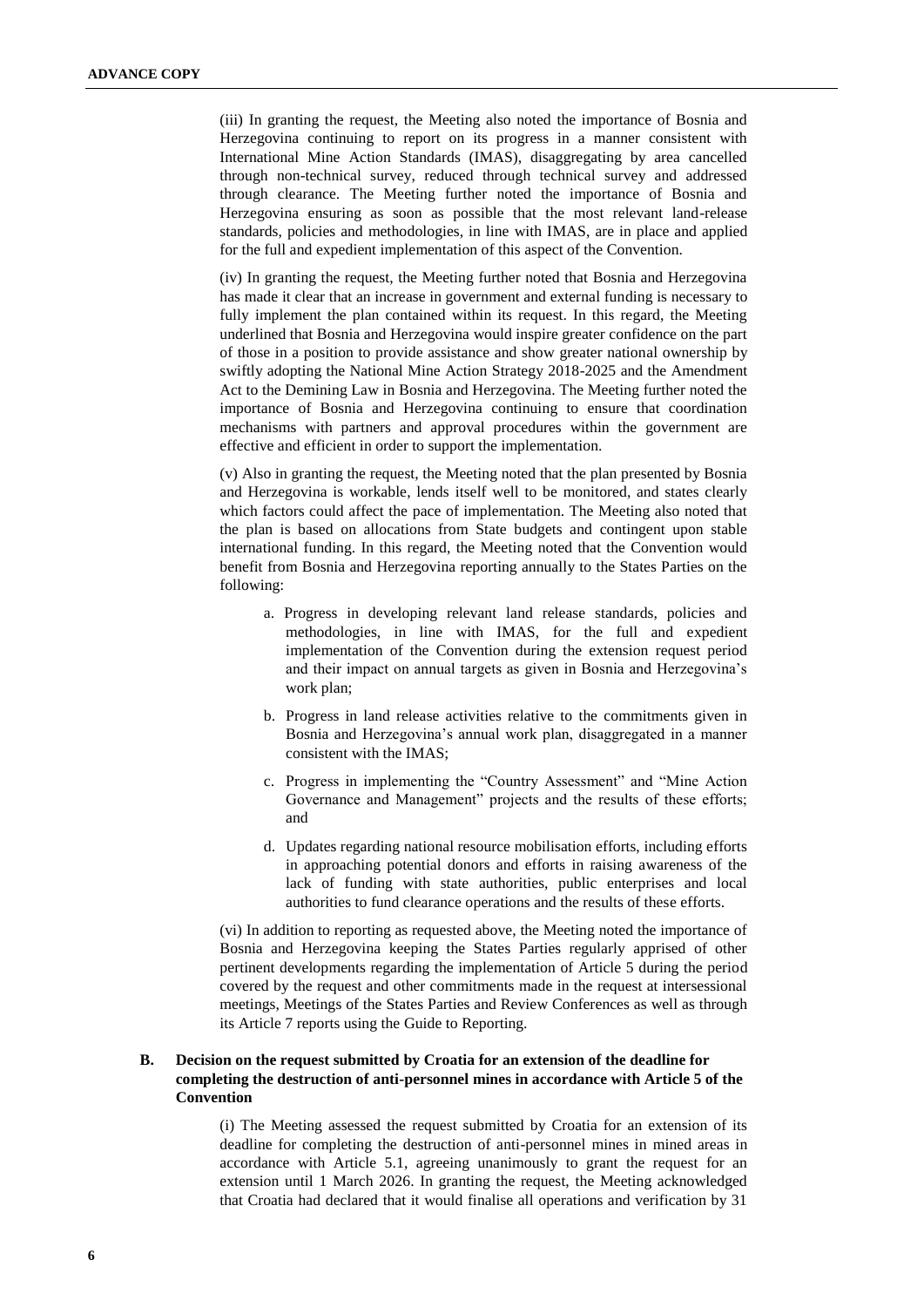(iii) In granting the request, the Meeting also noted the importance of Bosnia and Herzegovina continuing to report on its progress in a manner consistent with International Mine Action Standards (IMAS), disaggregating by area cancelled through non-technical survey, reduced through technical survey and addressed through clearance. The Meeting further noted the importance of Bosnia and Herzegovina ensuring as soon as possible that the most relevant land-release standards, policies and methodologies, in line with IMAS, are in place and applied for the full and expedient implementation of this aspect of the Convention.

(iv) In granting the request, the Meeting further noted that Bosnia and Herzegovina has made it clear that an increase in government and external funding is necessary to fully implement the plan contained within its request. In this regard, the Meeting underlined that Bosnia and Herzegovina would inspire greater confidence on the part of those in a position to provide assistance and show greater national ownership by swiftly adopting the National Mine Action Strategy 2018-2025 and the Amendment Act to the Demining Law in Bosnia and Herzegovina. The Meeting further noted the importance of Bosnia and Herzegovina continuing to ensure that coordination mechanisms with partners and approval procedures within the government are effective and efficient in order to support the implementation.

(v) Also in granting the request, the Meeting noted that the plan presented by Bosnia and Herzegovina is workable, lends itself well to be monitored, and states clearly which factors could affect the pace of implementation. The Meeting also noted that the plan is based on allocations from State budgets and contingent upon stable international funding. In this regard, the Meeting noted that the Convention would benefit from Bosnia and Herzegovina reporting annually to the States Parties on the following:

a. Progress in developing relevant land release standards, policies and methodologies, in line with IMAS, for the full and expedient implementation of the Convention during the extension request period and their impact on annual targets as given in Bosnia and Herzegovina's work plan;

b. Progress in land release activities relative to the commitments given in Bosnia and Herzegovina's annual work plan, disaggregated in a manner consistent with the IMAS;

c. Progress in implementing the "Country Assessment" and "Mine Action Governance and Management" projects and the results of these efforts; and

d. Updates regarding national resource mobilisation efforts, including efforts in approaching potential donors and efforts in raising awareness of the lack of funding with state authorities, public enterprises and local authorities to fund clearance operations and the results of these efforts.

(vi) In addition to reporting as requested above, the Meeting noted the importance of Bosnia and Herzegovina keeping the States Parties regularly apprised of other pertinent developments regarding the implementation of Article 5 during the period covered by the request and other commitments made in the request at intersessional meetings, Meetings of the States Parties and Review Conferences as well as through its Article 7 reports using the Guide to Reporting.

### B. Decision on the request submitted by Croatia for an extension of the deadline for completing the destruction of anti-personnel mines in accordance with Article 5 of the Convention

(i) The Meeting assessed the request submitted by Croatia for an extension of its deadline for completing the destruction of anti-personnel mines in mined areas in accordance with Article 5.1, agreeing unanimously to grant the request for an extension until 1 March 2026. In granting the request, the Meeting acknowledged that Croatia had declared that it would finalise all operations and verification by 31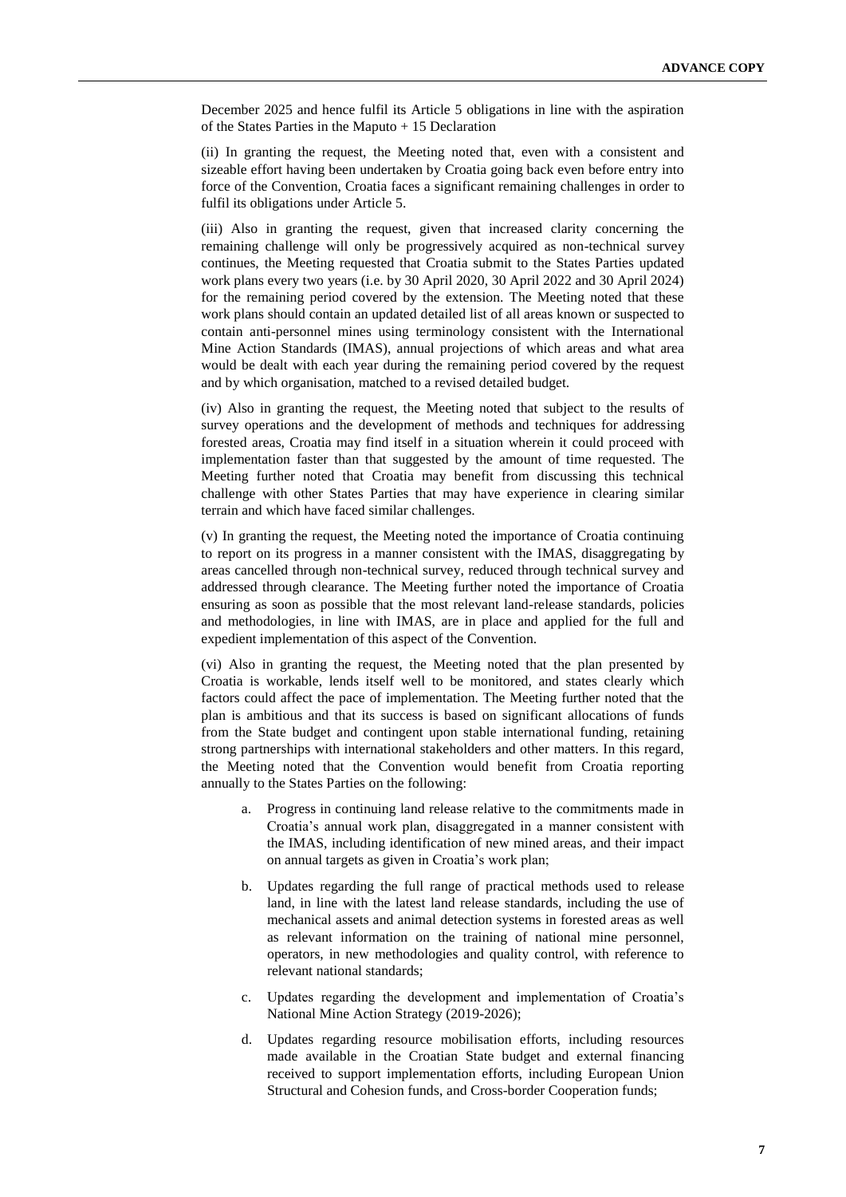December 2025 and hence fulfil its Article 5 obligations in line with the aspiration of the States Parties in the Maputo + 15 Declaration

(ii) In granting the request, the Meeting noted that, even with a consistent and sizeable effort having been undertaken by Croatia going back even before entry into force of the Convention, Croatia faces a significant remaining challenges in order to fulfil its obligations under Article 5.

(iii) Also in granting the request, given that increased clarity concerning the remaining challenge will only be progressively acquired as non-technical survey continues, the Meeting requested that Croatia submit to the States Parties updated work plans every two years (i.e. by 30 April 2020, 30 April 2022 and 30 April 2024) for the remaining period covered by the extension. The Meeting noted that these work plans should contain an updated detailed list of all areas known or suspected to contain anti-personnel mines using terminology consistent with the International Mine Action Standards (IMAS), annual projections of which areas and what area would be dealt with each year during the remaining period covered by the request and by which organisation, matched to a revised detailed budget.

(iv) Also in granting the request, the Meeting noted that subject to the results of survey operations and the development of methods and techniques for addressing forested areas, Croatia may find itself in a situation wherein it could proceed with implementation faster than that suggested by the amount of time requested. The Meeting further noted that Croatia may benefit from discussing this technical challenge with other States Parties that may have experience in clearing similar terrain and which have faced similar challenges.

(v) In granting the request, the Meeting noted the importance of Croatia continuing to report on its progress in a manner consistent with the IMAS, disaggregating by areas cancelled through non-technical survey, reduced through technical survey and addressed through clearance. The Meeting further noted the importance of Croatia ensuring as soon as possible that the most relevant land-release standards, policies and methodologies, in line with IMAS, are in place and applied for the full and expedient implementation of this aspect of the Convention.

(vi) Also in granting the request, the Meeting noted that the plan presented by Croatia is workable, lends itself well to be monitored, and states clearly which factors could affect the pace of implementation. The Meeting further noted that the plan is ambitious and that its success is based on significant allocations of funds from the State budget and contingent upon stable international funding, retaining strong partnerships with international stakeholders and other matters. In this regard, the Meeting noted that the Convention would benefit from Croatia reporting annually to the States Parties on the following:

a. Progress in continuing land release relative to the commitments made in Croatia's annual work plan, disaggregated in a manner consistent with the IMAS, including identification of new mined areas, and their impact on annual targets as given in Croatia's work plan;

b. Updates regarding the full range of practical methods used to release land, in line with the latest land release standards, including the use of mechanical assets and animal detection systems in forested areas as well as relevant information on the training of national mine personnel, operators, in new methodologies and quality control, with reference to relevant national standards;

c. Updates regarding the development and implementation of Croatia's National Mine Action Strategy (2019-2026);

d. Updates regarding resource mobilisation efforts, including resources made available in the Croatian State budget and external financing received to support implementation efforts, including European Union Structural and Cohesion funds, and Cross-border Cooperation funds;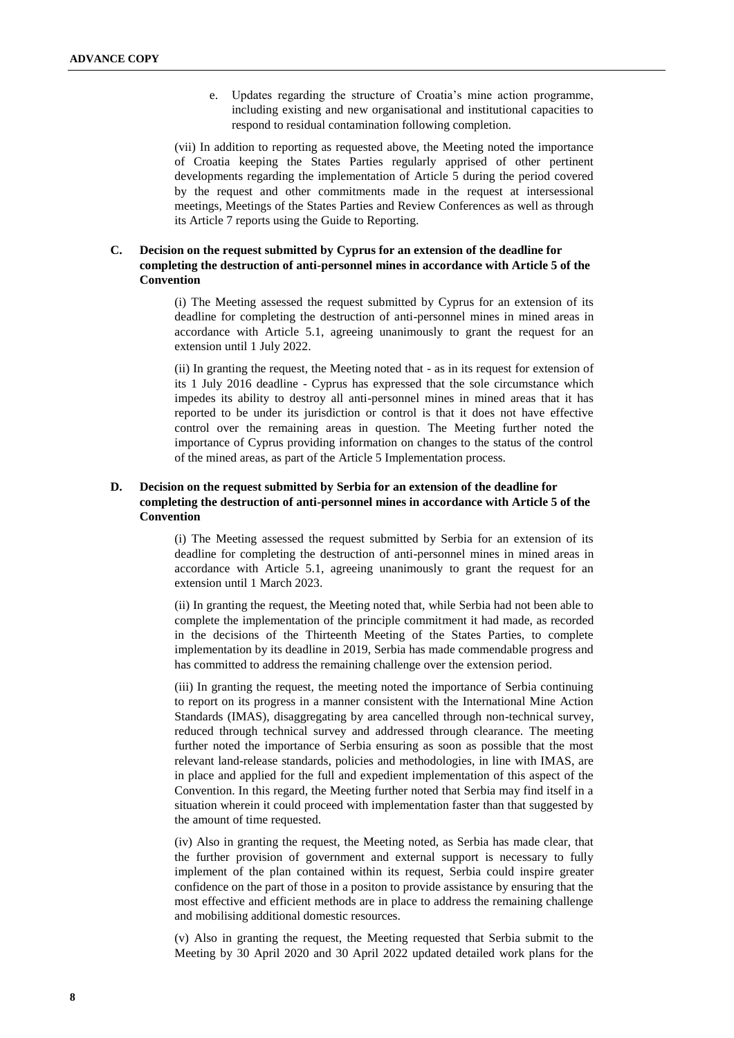e. Updates regarding the structure of Croatia's mine action programme, including existing and new organisational and institutional capacities to respond to residual contamination following completion.

(vii) In addition to reporting as requested above, the Meeting noted the importance of Croatia keeping the States Parties regularly apprised of other pertinent developments regarding the implementation of Article 5 during the period covered by the request and other commitments made in the request at intersessional meetings, Meetings of the States Parties and Review Conferences as well as through its Article 7 reports using the Guide to Reporting.

## C. Decision on the request submitted by Cyprus for an extension of the deadline for completing the destruction of anti-personnel mines in accordance with Article 5 of the Convention

(i) The Meeting assessed the request submitted by Cyprus for an extension of its deadline for completing the destruction of anti-personnel mines in mined areas in accordance with Article 5.1, agreeing unanimously to grant the request for an extension until 1 July 2022.

(ii) In granting the request, the Meeting noted that - as in its request for extension of its 1 July 2016 deadline - Cyprus has expressed that the sole circumstance which impedes its ability to destroy all anti-personnel mines in mined areas that it has reported to be under its jurisdiction or control is that it does not have effective control over the remaining areas in question. The Meeting further noted the importance of Cyprus providing information on changes to the status of the control of the mined areas, as part of the Article 5 Implementation process.

## D. Decision on the request submitted by Serbia for an extension of the deadline for completing the destruction of anti-personnel mines in accordance with Article 5 of the Convention

(i) The Meeting assessed the request submitted by Serbia for an extension of its deadline for completing the destruction of anti-personnel mines in mined areas in accordance with Article 5.1, agreeing unanimously to grant the request for an extension until 1 March 2023.

(ii) In granting the request, the Meeting noted that, while Serbia had not been able to complete the implementation of the principle commitment it had made, as recorded in the decisions of the Thirteenth Meeting of the States Parties, to complete implementation by its deadline in 2019, Serbia has made commendable progress and has committed to address the remaining challenge over the extension period.

(iii) In granting the request, the meeting noted the importance of Serbia continuing to report on its progress in a manner consistent with the International Mine Action Standards (IMAS), disaggregating by area cancelled through non-technical survey, reduced through technical survey and addressed through clearance. The meeting further noted the importance of Serbia ensuring as soon as possible that the most relevant land-release standards, policies and methodologies, in line with IMAS, are in place and applied for the full and expedient implementation of this aspect of the Convention. In this regard, the Meeting further noted that Serbia may find itself in a situation wherein it could proceed with implementation faster than that suggested by the amount of time requested.

(iv) Also in granting the request, the Meeting noted, as Serbia has made clear, that the further provision of government and external support is necessary to fully implement of the plan contained within its request, Serbia could inspire greater confidence on the part of those in a positon to provide assistance by ensuring that the most effective and efficient methods are in place to address the remaining challenge and mobilising additional domestic resources.

(v) Also in granting the request, the Meeting requested that Serbia submit to the Meeting by 30 April 2020 and 30 April 2022 updated detailed work plans for the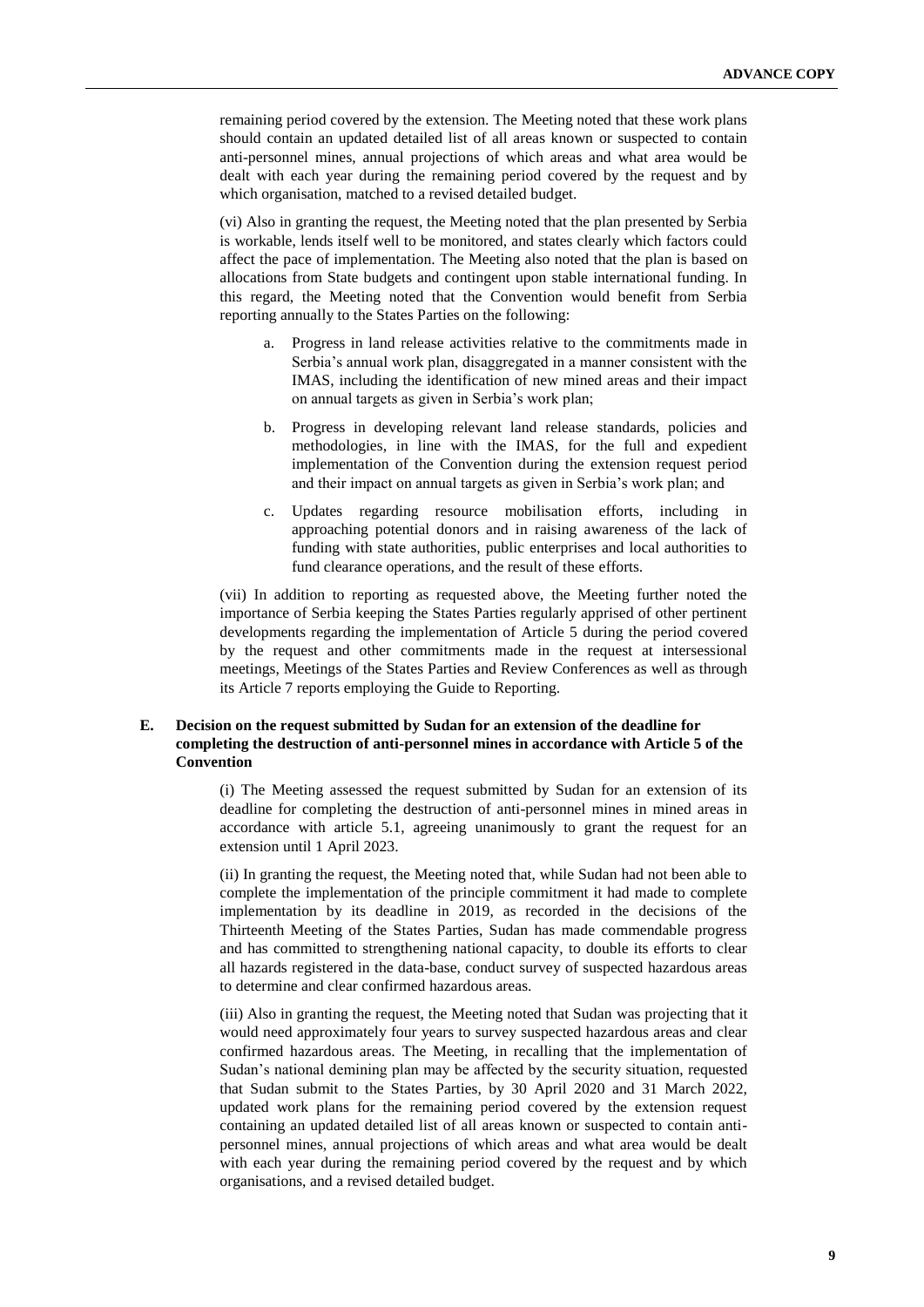remaining period covered by the extension. The Meeting noted that these work plans should contain an updated detailed list of all areas known or suspected to contain anti-personnel mines, annual projections of which areas and what area would be dealt with each year during the remaining period covered by the request and by which organisation, matched to a revised detailed budget.

(vi) Also in granting the request, the Meeting noted that the plan presented by Serbia is workable, lends itself well to be monitored, and states clearly which factors could affect the pace of implementation. The Meeting also noted that the plan is based on allocations from State budgets and contingent upon stable international funding. In this regard, the Meeting noted that the Convention would benefit from Serbia reporting annually to the States Parties on the following:

a. Progress in land release activities relative to the commitments made in Serbia's annual work plan, disaggregated in a manner consistent with the IMAS, including the identification of new mined areas and their impact on annual targets as given in Serbia's work plan;

b. Progress in developing relevant land release standards, policies and methodologies, in line with the IMAS, for the full and expedient implementation of the Convention during the extension request period and their impact on annual targets as given in Serbia's work plan; and

c. Updates regarding resource mobilisation efforts, including in approaching potential donors and in raising awareness of the lack of funding with state authorities, public enterprises and local authorities to fund clearance operations, and the result of these efforts.

(vii) In addition to reporting as requested above, the Meeting further noted the importance of Serbia keeping the States Parties regularly apprised of other pertinent developments regarding the implementation of Article 5 during the period covered by the request and other commitments made in the request at intersessional meetings, Meetings of the States Parties and Review Conferences as well as through its Article 7 reports employing the Guide to Reporting.

### E. Decision on the request submitted by Sudan for an extension of the deadline for completing the destruction of anti-personnel mines in accordance with Article 5 of the Convention

(i) The Meeting assessed the request submitted by Sudan for an extension of its deadline for completing the destruction of anti-personnel mines in mined areas in accordance with article 5.1, agreeing unanimously to grant the request for an extension until 1 April 2023.

(ii) In granting the request, the Meeting noted that, while Sudan had not been able to complete the implementation of the principle commitment it had made to complete implementation by its deadline in 2019, as recorded in the decisions of the Thirteenth Meeting of the States Parties, Sudan has made commendable progress and has committed to strengthening national capacity, to double its efforts to clear all hazards registered in the data-base, conduct survey of suspected hazardous areas to determine and clear confirmed hazardous areas.

(iii) Also in granting the request, the Meeting noted that Sudan was projecting that it would need approximately four years to survey suspected hazardous areas and clear confirmed hazardous areas. The Meeting, in recalling that the implementation of Sudan's national demining plan may be affected by the security situation, requested that Sudan submit to the States Parties, by 30 April 2020 and 31 March 2022, updated work plans for the remaining period covered by the extension request containing an updated detailed list of all areas known or suspected to contain anti-personnel mines, annual projections of which areas and what area would be dealt with each year during the remaining period covered by the request and by which organisations, and a revised detailed budget.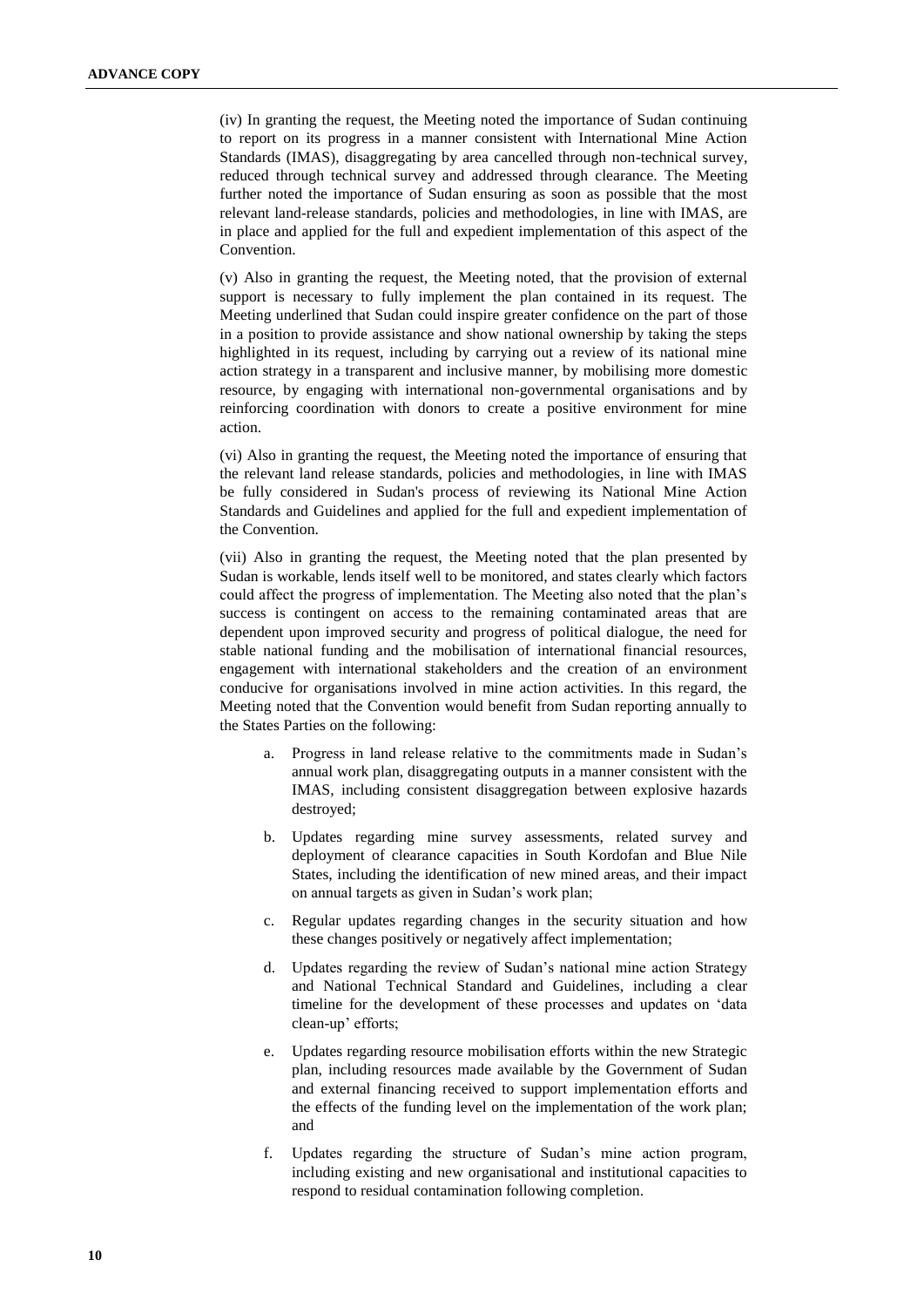(iv) In granting the request, the Meeting noted the importance of Sudan continuing to report on its progress in a manner consistent with International Mine Action Standards (IMAS), disaggregating by area cancelled through non-technical survey, reduced through technical survey and addressed through clearance. The Meeting further noted the importance of Sudan ensuring as soon as possible that the most relevant land-release standards, policies and methodologies, in line with IMAS, are in place and applied for the full and expedient implementation of this aspect of the Convention.

(v) Also in granting the request, the Meeting noted, that the provision of external support is necessary to fully implement the plan contained in its request. The Meeting underlined that Sudan could inspire greater confidence on the part of those in a position to provide assistance and show national ownership by taking the steps highlighted in its request, including by carrying out a review of its national mine action strategy in a transparent and inclusive manner, by mobilising more domestic resource, by engaging with international non-governmental organisations and by reinforcing coordination with donors to create a positive environment for mine action.

(vi) Also in granting the request, the Meeting noted the importance of ensuring that the relevant land release standards, policies and methodologies, in line with IMAS be fully considered in Sudan's process of reviewing its National Mine Action Standards and Guidelines and applied for the full and expedient implementation of the Convention.

(vii) Also in granting the request, the Meeting noted that the plan presented by Sudan is workable, lends itself well to be monitored, and states clearly which factors could affect the progress of implementation. The Meeting also noted that the plan's success is contingent on access to the remaining contaminated areas that are dependent upon improved security and progress of political dialogue, the need for stable national funding and the mobilisation of international financial resources, engagement with international stakeholders and the creation of an environment conducive for organisations involved in mine action activities. In this regard, the Meeting noted that the Convention would benefit from Sudan reporting annually to the States Parties on the following:

a. Progress in land release relative to the commitments made in Sudan's annual work plan, disaggregating outputs in a manner consistent with the IMAS, including consistent disaggregation between explosive hazards destroyed;

b. Updates regarding mine survey assessments, related survey and deployment of clearance capacities in South Kordofan and Blue Nile States, including the identification of new mined areas, and their impact on annual targets as given in Sudan's work plan;

c. Regular updates regarding changes in the security situation and how these changes positively or negatively affect implementation;

d. Updates regarding the review of Sudan's national mine action Strategy and National Technical Standard and Guidelines, including a clear timeline for the development of these processes and updates on 'data clean-up' efforts;

e. Updates regarding resource mobilisation efforts within the new Strategic plan, including resources made available by the Government of Sudan and external financing received to support implementation efforts and the effects of the funding level on the implementation of the work plan; and

f. Updates regarding the structure of Sudan's mine action program, including existing and new organisational and institutional capacities to respond to residual contamination following completion.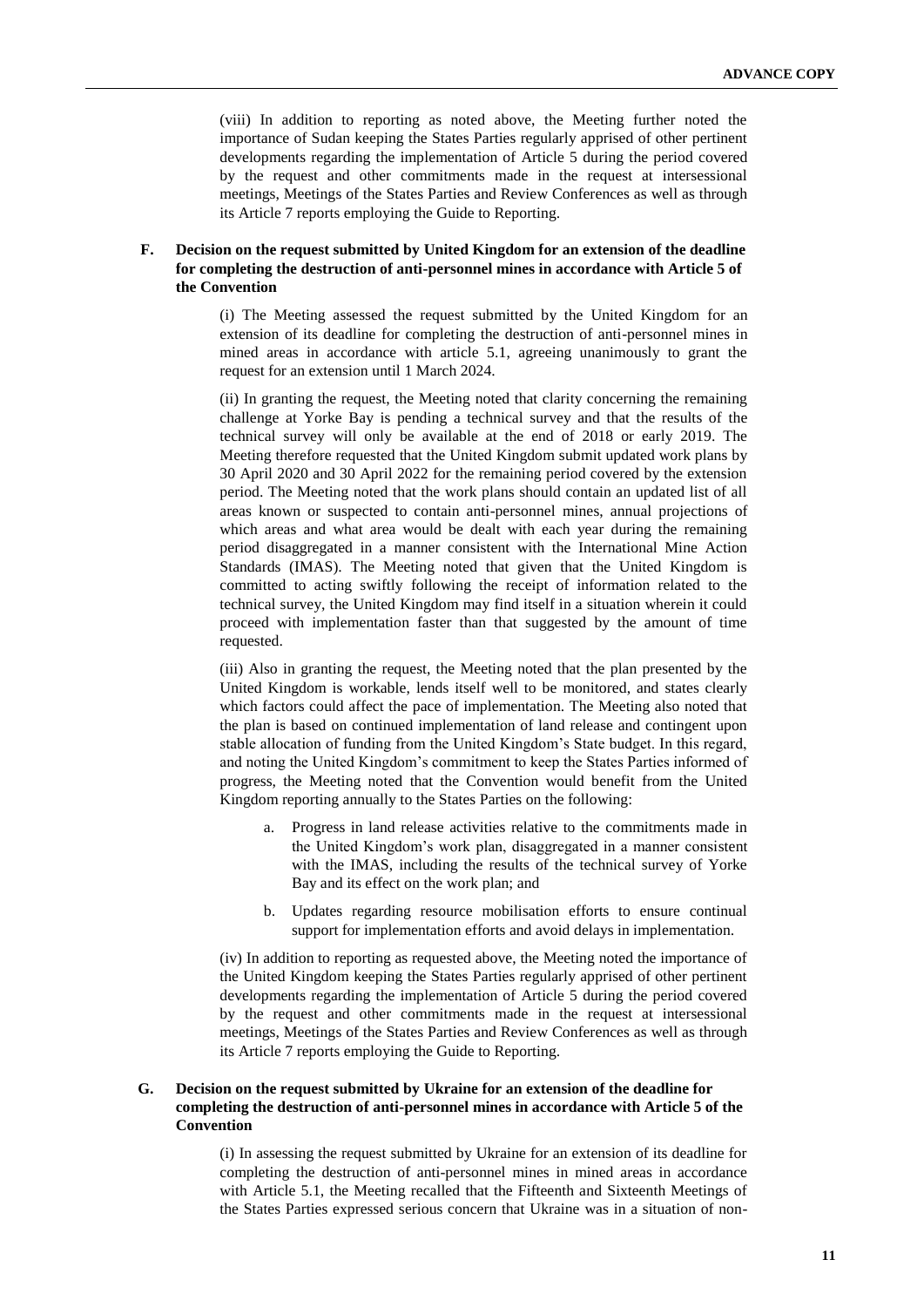(viii) In addition to reporting as noted above, the Meeting further noted the importance of Sudan keeping the States Parties regularly apprised of other pertinent developments regarding the implementation of Article 5 during the period covered by the request and other commitments made in the request at intersessional meetings, Meetings of the States Parties and Review Conferences as well as through its Article 7 reports employing the Guide to Reporting.

### F. Decision on the request submitted by United Kingdom for an extension of the deadline for completing the destruction of anti-personnel mines in accordance with Article 5 of the Convention

(i) The Meeting assessed the request submitted by the United Kingdom for an extension of its deadline for completing the destruction of anti-personnel mines in mined areas in accordance with article 5.1, agreeing unanimously to grant the request for an extension until 1 March 2024.

(ii) In granting the request, the Meeting noted that clarity concerning the remaining challenge at Yorke Bay is pending a technical survey and that the results of the technical survey will only be available at the end of 2018 or early 2019. The Meeting therefore requested that the United Kingdom submit updated work plans by 30 April 2020 and 30 April 2022 for the remaining period covered by the extension period. The Meeting noted that the work plans should contain an updated list of all areas known or suspected to contain anti-personnel mines, annual projections of which areas and what area would be dealt with each year during the remaining period disaggregated in a manner consistent with the International Mine Action Standards (IMAS). The Meeting noted that given that the United Kingdom is committed to acting swiftly following the receipt of information related to the technical survey, the United Kingdom may find itself in a situation wherein it could proceed with implementation faster than that suggested by the amount of time requested.

(iii) Also in granting the request, the Meeting noted that the plan presented by the United Kingdom is workable, lends itself well to be monitored, and states clearly which factors could affect the pace of implementation. The Meeting also noted that the plan is based on continued implementation of land release and contingent upon stable allocation of funding from the United Kingdom's State budget. In this regard, and noting the United Kingdom's commitment to keep the States Parties informed of progress, the Meeting noted that the Convention would benefit from the United Kingdom reporting annually to the States Parties on the following:

a. Progress in land release activities relative to the commitments made in the United Kingdom's work plan, disaggregated in a manner consistent with the IMAS, including the results of the technical survey of Yorke Bay and its effect on the work plan; and

b. Updates regarding resource mobilisation efforts to ensure continual support for implementation efforts and avoid delays in implementation.

(iv) In addition to reporting as requested above, the Meeting noted the importance of the United Kingdom keeping the States Parties regularly apprised of other pertinent developments regarding the implementation of Article 5 during the period covered by the request and other commitments made in the request at intersessional meetings, Meetings of the States Parties and Review Conferences as well as through its Article 7 reports employing the Guide to Reporting.

### G. Decision on the request submitted by Ukraine for an extension of the deadline for completing the destruction of anti-personnel mines in accordance with Article 5 of the Convention

(i) In assessing the request submitted by Ukraine for an extension of its deadline for completing the destruction of anti-personnel mines in mined areas in accordance with Article 5.1, the Meeting recalled that the Fifteenth and Sixteenth Meetings of the States Parties expressed serious concern that Ukraine was in a situation of non-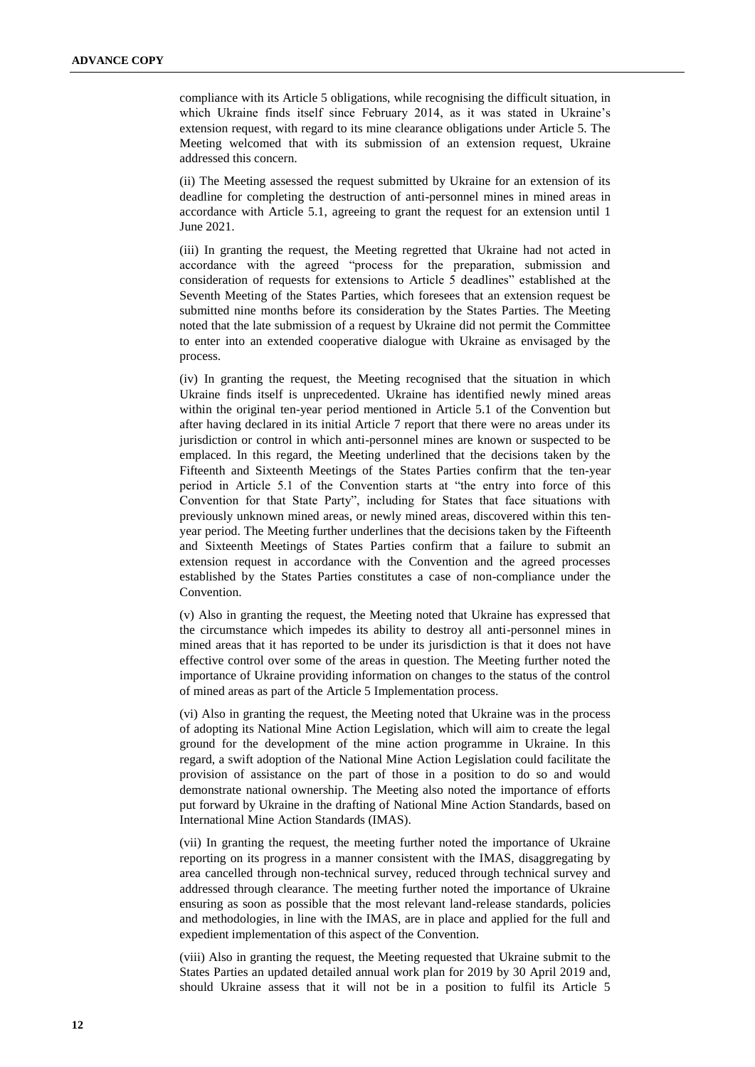compliance with its Article 5 obligations, while recognising the difficult situation, in which Ukraine finds itself since February 2014, as it was stated in Ukraine's extension request, with regard to its mine clearance obligations under Article 5. The Meeting welcomed that with its submission of an extension request, Ukraine addressed this concern.

(ii) The Meeting assessed the request submitted by Ukraine for an extension of its deadline for completing the destruction of anti-personnel mines in mined areas in accordance with Article 5.1, agreeing to grant the request for an extension until 1 June 2021.

(iii) In granting the request, the Meeting regretted that Ukraine had not acted in accordance with the agreed "process for the preparation, submission and consideration of requests for extensions to Article 5 deadlines" established at the Seventh Meeting of the States Parties, which foresees that an extension request be submitted nine months before its consideration by the States Parties. The Meeting noted that the late submission of a request by Ukraine did not permit the Committee to enter into an extended cooperative dialogue with Ukraine as envisaged by the process.

(iv) In granting the request, the Meeting recognised that the situation in which Ukraine finds itself is unprecedented. Ukraine has identified newly mined areas within the original ten-year period mentioned in Article 5.1 of the Convention but after having declared in its initial Article 7 report that there were no areas under its jurisdiction or control in which anti-personnel mines are known or suspected to be emplaced. In this regard, the Meeting underlined that the decisions taken by the Fifteenth and Sixteenth Meetings of the States Parties confirm that the ten-year period in Article 5.1 of the Convention starts at "the entry into force of this Convention for that State Party", including for States that face situations with previously unknown mined areas, or newly mined areas, discovered within this ten-year period. The Meeting further underlines that the decisions taken by the Fifteenth and Sixteenth Meetings of States Parties confirm that a failure to submit an extension request in accordance with the Convention and the agreed processes established by the States Parties constitutes a case of non-compliance under the Convention.

(v) Also in granting the request, the Meeting noted that Ukraine has expressed that the circumstance which impedes its ability to destroy all anti-personnel mines in mined areas that it has reported to be under its jurisdiction is that it does not have effective control over some of the areas in question. The Meeting further noted the importance of Ukraine providing information on changes to the status of the control of mined areas as part of the Article 5 Implementation process.

(vi) Also in granting the request, the Meeting noted that Ukraine was in the process of adopting its National Mine Action Legislation, which will aim to create the legal ground for the development of the mine action programme in Ukraine. In this regard, a swift adoption of the National Mine Action Legislation could facilitate the provision of assistance on the part of those in a position to do so and would demonstrate national ownership. The Meeting also noted the importance of efforts put forward by Ukraine in the drafting of National Mine Action Standards, based on International Mine Action Standards (IMAS).

(vii) In granting the request, the meeting further noted the importance of Ukraine reporting on its progress in a manner consistent with the IMAS, disaggregating by area cancelled through non-technical survey, reduced through technical survey and addressed through clearance. The meeting further noted the importance of Ukraine ensuring as soon as possible that the most relevant land-release standards, policies and methodologies, in line with the IMAS, are in place and applied for the full and expedient implementation of this aspect of the Convention.

(viii) Also in granting the request, the Meeting requested that Ukraine submit to the States Parties an updated detailed annual work plan for 2019 by 30 April 2019 and, should Ukraine assess that it will not be in a position to fulfil its Article 5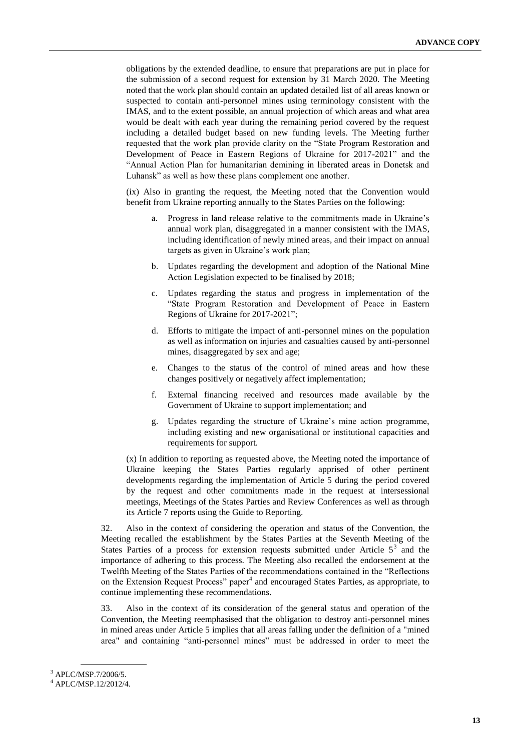obligations by the extended deadline, to ensure that preparations are put in place for the submission of a second request for extension by 31 March 2020. The Meeting noted that the work plan should contain an updated detailed list of all areas known or suspected to contain anti-personnel mines using terminology consistent with the IMAS, and to the extent possible, an annual projection of which areas and what area would be dealt with each year during the remaining period covered by the request including a detailed budget based on new funding levels. The Meeting further requested that the work plan provide clarity on the "State Program Restoration and Development of Peace in Eastern Regions of Ukraine for 2017-2021" and the "Annual Action Plan for humanitarian demining in liberated areas in Donetsk and Luhansk" as well as how these plans complement one another.

(ix) Also in granting the request, the Meeting noted that the Convention would benefit from Ukraine reporting annually to the States Parties on the following:

a. Progress in land release relative to the commitments made in Ukraine's annual work plan, disaggregated in a manner consistent with the IMAS, including identification of newly mined areas, and their impact on annual targets as given in Ukraine's work plan;

b. Updates regarding the development and adoption of the National Mine Action Legislation expected to be finalised by 2018;

c. Updates regarding the status and progress in implementation of the "State Program Restoration and Development of Peace in Eastern Regions of Ukraine for 2017-2021";

d. Efforts to mitigate the impact of anti-personnel mines on the population as well as information on injuries and casualties caused by anti-personnel mines, disaggregated by sex and age;

e. Changes to the status of the control of mined areas and how these changes positively or negatively affect implementation;

f. External financing received and resources made available by the Government of Ukraine to support implementation; and

g. Updates regarding the structure of Ukraine's mine action programme, including existing and new organisational or institutional capacities and requirements for support.

(x) In addition to reporting as requested above, the Meeting noted the importance of Ukraine keeping the States Parties regularly apprised of other pertinent developments regarding the implementation of Article 5 during the period covered by the request and other commitments made in the request at intersessional meetings, Meetings of the States Parties and Review Conferences as well as through its Article 7 reports using the Guide to Reporting.

32. Also in the context of considering the operation and status of the Convention, the Meeting recalled the establishment by the States Parties at the Seventh Meeting of the States Parties of a process for extension requests submitted under Article 5[3] and the importance of adhering to this process. The Meeting also recalled the endorsement at the Twelfth Meeting of the States Parties of the recommendations contained in the "Reflections on the Extension Request Process" paper[4] and encouraged States Parties, as appropriate, to continue implementing these recommendations.

33. Also in the context of its consideration of the general status and operation of the Convention, the Meeting reemphasised that the obligation to destroy anti-personnel mines in mined areas under Article 5 implies that all areas falling under the definition of a "mined area" and containing "anti-personnel mines" must be addressed in order to meet the

[3] APLC/MSP.7/2006/5.

[4] APLC/MSP.12/2012/4.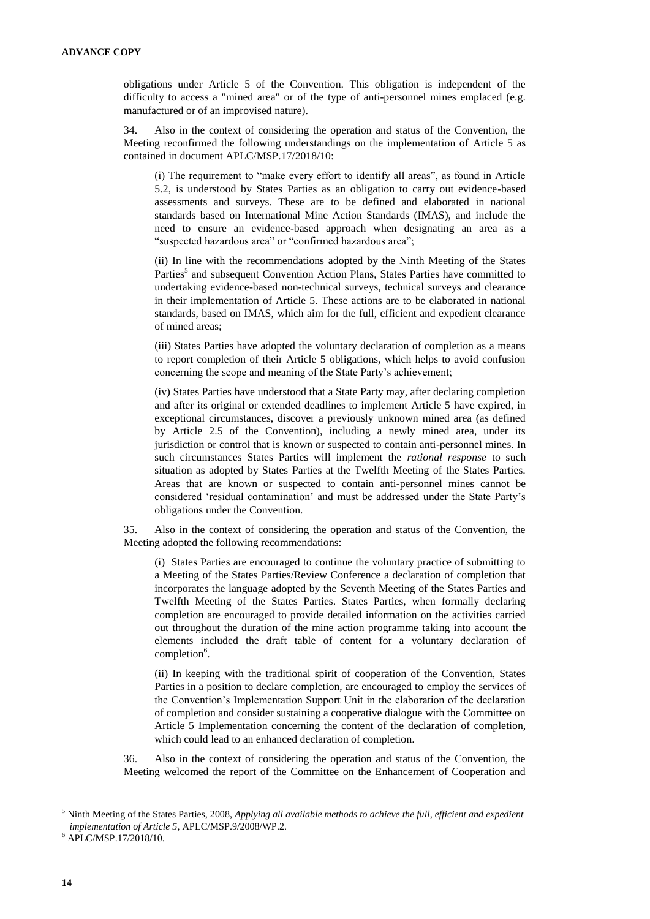obligations under Article 5 of the Convention. This obligation is independent of the difficulty to access a "mined area" or of the type of anti-personnel mines emplaced (e.g. manufactured or of an improvised nature).

34. Also in the context of considering the operation and status of the Convention, the Meeting reconfirmed the following understandings on the implementation of Article 5 as contained in document APLC/MSP.17/2018/10:

(i) The requirement to "make every effort to identify all areas", as found in Article 5.2, is understood by States Parties as an obligation to carry out evidence-based assessments and surveys. These are to be defined and elaborated in national standards based on International Mine Action Standards (IMAS), and include the need to ensure an evidence-based approach when designating an area as a "suspected hazardous area" or "confirmed hazardous area";

(ii) In line with the recommendations adopted by the Ninth Meeting of the States Parties[5] and subsequent Convention Action Plans, States Parties have committed to undertaking evidence-based non-technical surveys, technical surveys and clearance in their implementation of Article 5. These actions are to be elaborated in national standards, based on IMAS, which aim for the full, efficient and expedient clearance of mined areas;

(iii) States Parties have adopted the voluntary declaration of completion as a means to report completion of their Article 5 obligations, which helps to avoid confusion concerning the scope and meaning of the State Party's achievement;

(iv) States Parties have understood that a State Party may, after declaring completion and after its original or extended deadlines to implement Article 5 have expired, in exceptional circumstances, discover a previously unknown mined area (as defined by Article 2.5 of the Convention), including a newly mined area, under its jurisdiction or control that is known or suspected to contain anti-personnel mines. In such circumstances States Parties will implement the *rational response* to such situation as adopted by States Parties at the Twelfth Meeting of the States Parties. Areas that are known or suspected to contain anti-personnel mines cannot be considered 'residual contamination' and must be addressed under the State Party's obligations under the Convention.

35. Also in the context of considering the operation and status of the Convention, the Meeting adopted the following recommendations:

(i) States Parties are encouraged to continue the voluntary practice of submitting to a Meeting of the States Parties/Review Conference a declaration of completion that incorporates the language adopted by the Seventh Meeting of the States Parties and Twelfth Meeting of the States Parties. States Parties, when formally declaring completion are encouraged to provide detailed information on the activities carried out throughout the duration of the mine action programme taking into account the elements included the draft table of content for a voluntary declaration of completion[6].

(ii) In keeping with the traditional spirit of cooperation of the Convention, States Parties in a position to declare completion, are encouraged to employ the services of the Convention's Implementation Support Unit in the elaboration of the declaration of completion and consider sustaining a cooperative dialogue with the Committee on Article 5 Implementation concerning the content of the declaration of completion, which could lead to an enhanced declaration of completion.

36. Also in the context of considering the operation and status of the Convention, the Meeting welcomed the report of the Committee on the Enhancement of Cooperation and

---

[5] Ninth Meeting of the States Parties, 2008, *Applying all available methods to achieve the full, efficient and expedient implementation of Article 5,* APLC/MSP.9/2008/WP.2.

[6] APLC/MSP.17/2018/10.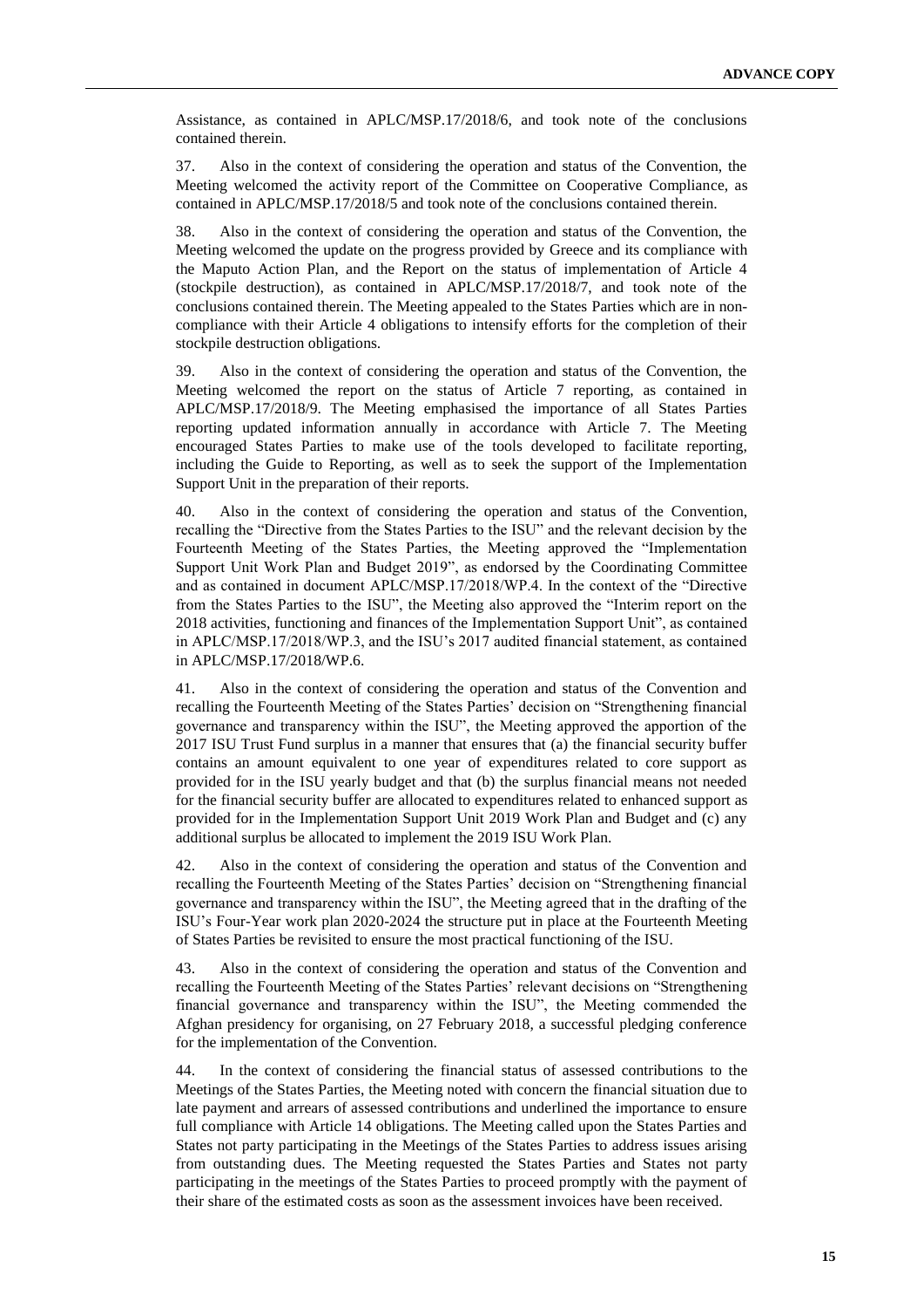Assistance, as contained in APLC/MSP.17/2018/6, and took note of the conclusions contained therein.

37. Also in the context of considering the operation and status of the Convention, the Meeting welcomed the activity report of the Committee on Cooperative Compliance, as contained in APLC/MSP.17/2018/5 and took note of the conclusions contained therein.

38. Also in the context of considering the operation and status of the Convention, the Meeting welcomed the update on the progress provided by Greece and its compliance with the Maputo Action Plan, and the Report on the status of implementation of Article 4 (stockpile destruction), as contained in APLC/MSP.17/2018/7, and took note of the conclusions contained therein. The Meeting appealed to the States Parties which are in non-compliance with their Article 4 obligations to intensify efforts for the completion of their stockpile destruction obligations.

39. Also in the context of considering the operation and status of the Convention, the Meeting welcomed the report on the status of Article 7 reporting, as contained in APLC/MSP.17/2018/9. The Meeting emphasised the importance of all States Parties reporting updated information annually in accordance with Article 7. The Meeting encouraged States Parties to make use of the tools developed to facilitate reporting, including the Guide to Reporting, as well as to seek the support of the Implementation Support Unit in the preparation of their reports.

40. Also in the context of considering the operation and status of the Convention, recalling the "Directive from the States Parties to the ISU" and the relevant decision by the Fourteenth Meeting of the States Parties, the Meeting approved the "Implementation Support Unit Work Plan and Budget 2019", as endorsed by the Coordinating Committee and as contained in document APLC/MSP.17/2018/WP.4. In the context of the "Directive from the States Parties to the ISU", the Meeting also approved the "Interim report on the 2018 activities, functioning and finances of the Implementation Support Unit", as contained in APLC/MSP.17/2018/WP.3, and the ISU's 2017 audited financial statement, as contained in APLC/MSP.17/2018/WP.6.

41. Also in the context of considering the operation and status of the Convention and recalling the Fourteenth Meeting of the States Parties' decision on "Strengthening financial governance and transparency within the ISU", the Meeting approved the apportion of the 2017 ISU Trust Fund surplus in a manner that ensures that (a) the financial security buffer contains an amount equivalent to one year of expenditures related to core support as provided for in the ISU yearly budget and that (b) the surplus financial means not needed for the financial security buffer are allocated to expenditures related to enhanced support as provided for in the Implementation Support Unit 2019 Work Plan and Budget and (c) any additional surplus be allocated to implement the 2019 ISU Work Plan.

42. Also in the context of considering the operation and status of the Convention and recalling the Fourteenth Meeting of the States Parties' decision on "Strengthening financial governance and transparency within the ISU", the Meeting agreed that in the drafting of the ISU's Four-Year work plan 2020-2024 the structure put in place at the Fourteenth Meeting of States Parties be revisited to ensure the most practical functioning of the ISU.

43. Also in the context of considering the operation and status of the Convention and recalling the Fourteenth Meeting of the States Parties' relevant decisions on "Strengthening financial governance and transparency within the ISU", the Meeting commended the Afghan presidency for organising, on 27 February 2018, a successful pledging conference for the implementation of the Convention.

44. In the context of considering the financial status of assessed contributions to the Meetings of the States Parties, the Meeting noted with concern the financial situation due to late payment and arrears of assessed contributions and underlined the importance to ensure full compliance with Article 14 obligations. The Meeting called upon the States Parties and States not party participating in the Meetings of the States Parties to address issues arising from outstanding dues. The Meeting requested the States Parties and States not party participating in the meetings of the States Parties to proceed promptly with the payment of their share of the estimated costs as soon as the assessment invoices have been received.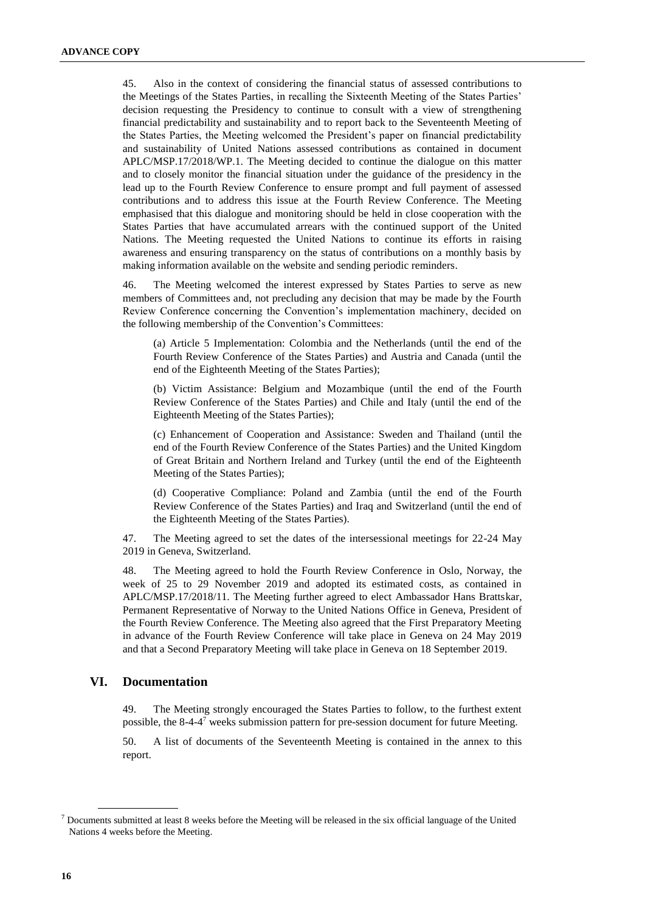45. Also in the context of considering the financial status of assessed contributions to the Meetings of the States Parties, in recalling the Sixteenth Meeting of the States Parties' decision requesting the Presidency to continue to consult with a view of strengthening financial predictability and sustainability and to report back to the Seventeenth Meeting of the States Parties, the Meeting welcomed the President's paper on financial predictability and sustainability of United Nations assessed contributions as contained in document APLC/MSP.17/2018/WP.1. The Meeting decided to continue the dialogue on this matter and to closely monitor the financial situation under the guidance of the presidency in the lead up to the Fourth Review Conference to ensure prompt and full payment of assessed contributions and to address this issue at the Fourth Review Conference. The Meeting emphasised that this dialogue and monitoring should be held in close cooperation with the States Parties that have accumulated arrears with the continued support of the United Nations. The Meeting requested the United Nations to continue its efforts in raising awareness and ensuring transparency on the status of contributions on a monthly basis by making information available on the website and sending periodic reminders.

46. The Meeting welcomed the interest expressed by States Parties to serve as new members of Committees and, not precluding any decision that may be made by the Fourth Review Conference concerning the Convention's implementation machinery, decided on the following membership of the Convention's Committees:

(a) Article 5 Implementation: Colombia and the Netherlands (until the end of the Fourth Review Conference of the States Parties) and Austria and Canada (until the end of the Eighteenth Meeting of the States Parties);

(b) Victim Assistance: Belgium and Mozambique (until the end of the Fourth Review Conference of the States Parties) and Chile and Italy (until the end of the Eighteenth Meeting of the States Parties);

(c) Enhancement of Cooperation and Assistance: Sweden and Thailand (until the end of the Fourth Review Conference of the States Parties) and the United Kingdom of Great Britain and Northern Ireland and Turkey (until the end of the Eighteenth Meeting of the States Parties);

(d) Cooperative Compliance: Poland and Zambia (until the end of the Fourth Review Conference of the States Parties) and Iraq and Switzerland (until the end of the Eighteenth Meeting of the States Parties).

47. The Meeting agreed to set the dates of the intersessional meetings for 22-24 May 2019 in Geneva, Switzerland.

48. The Meeting agreed to hold the Fourth Review Conference in Oslo, Norway, the week of 25 to 29 November 2019 and adopted its estimated costs, as contained in APLC/MSP.17/2018/11. The Meeting further agreed to elect Ambassador Hans Brattskar, Permanent Representative of Norway to the United Nations Office in Geneva, President of the Fourth Review Conference. The Meeting also agreed that the First Preparatory Meeting in advance of the Fourth Review Conference will take place in Geneva on 24 May 2019 and that a Second Preparatory Meeting will take place in Geneva on 18 September 2019.

## VI. Documentation

49. The Meeting strongly encouraged the States Parties to follow, to the furthest extent possible, the 8-4-4[7] weeks submission pattern for pre-session document for future Meeting.

50. A list of documents of the Seventeenth Meeting is contained in the annex to this report.

[7] Documents submitted at least 8 weeks before the Meeting will be released in the six official language of the United Nations 4 weeks before the Meeting.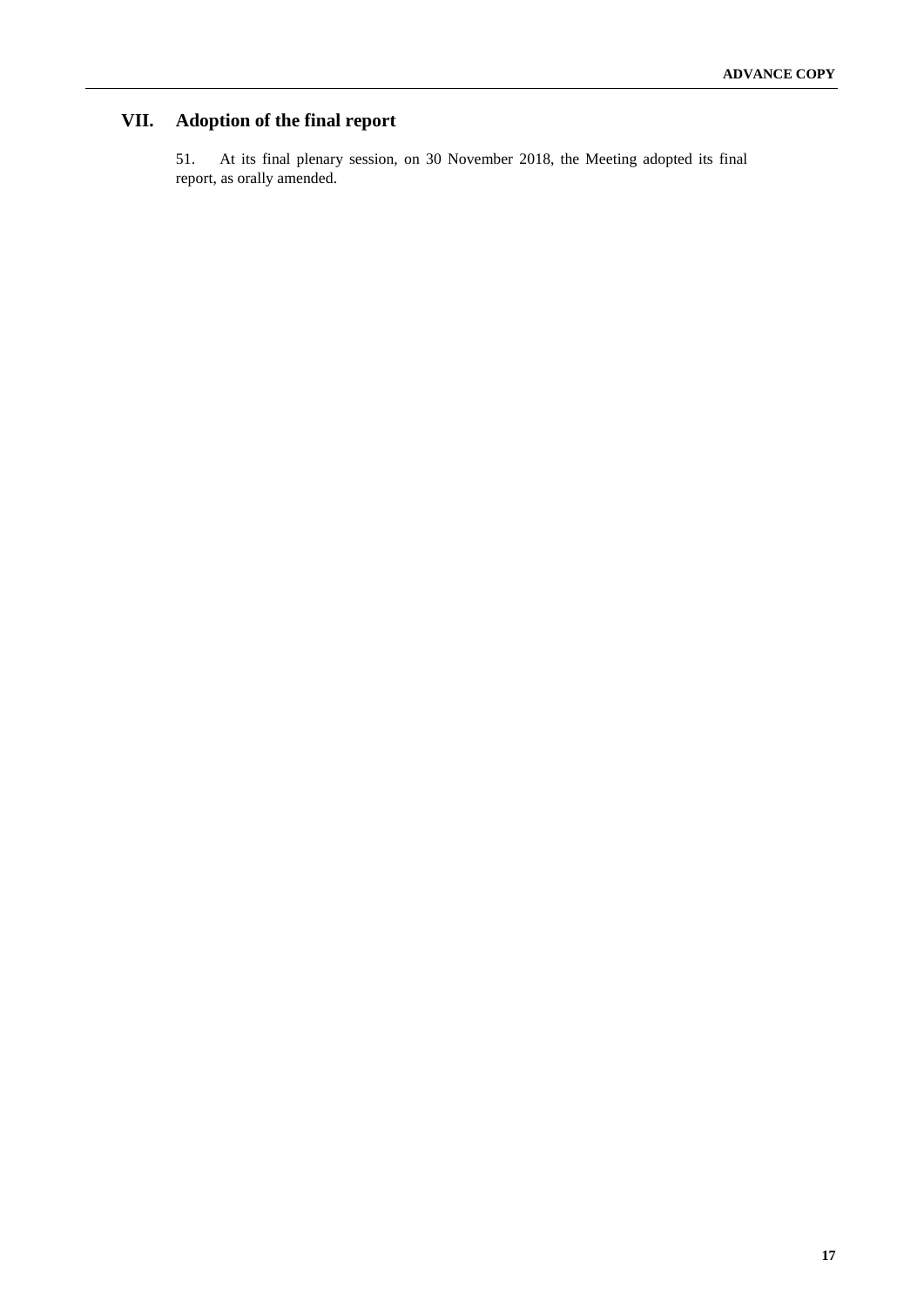# VII. Adoption of the final report

51. At its final plenary session, on 30 November 2018, the Meeting adopted its final report, as orally amended.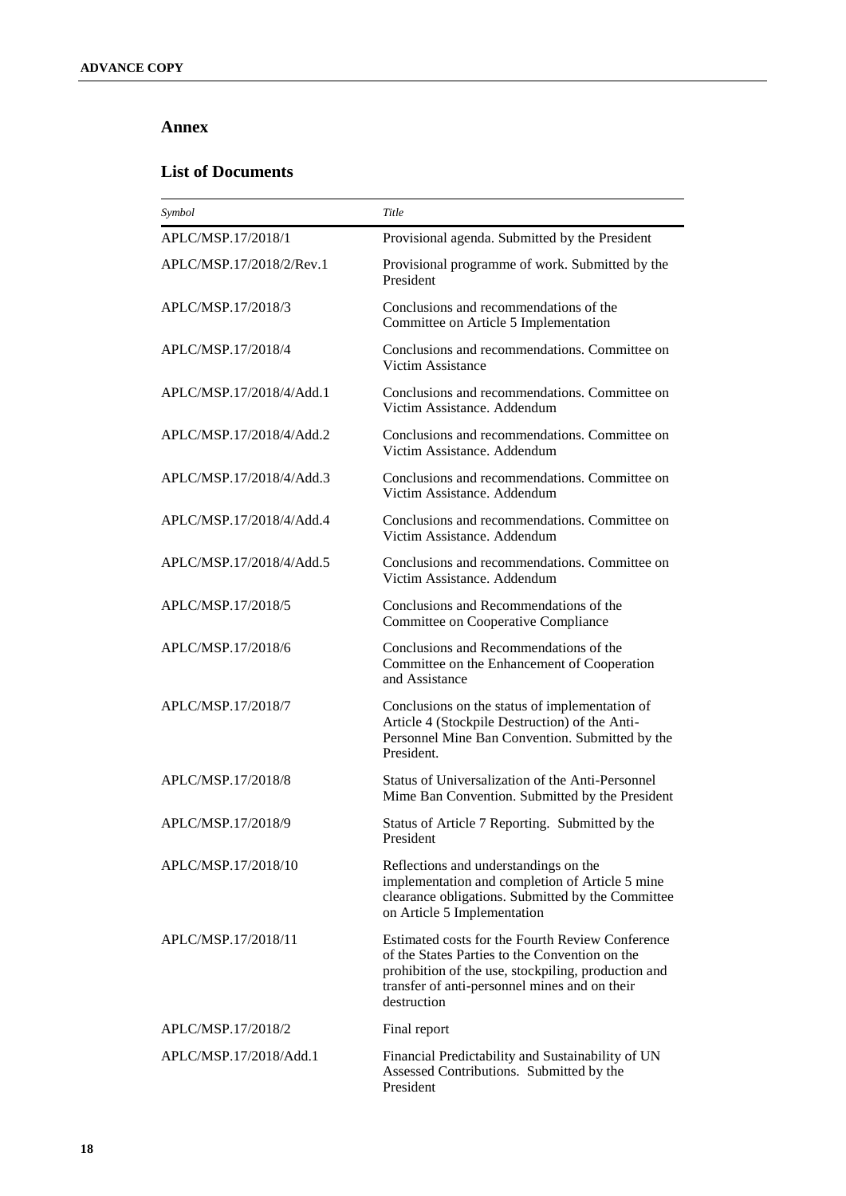## Annex

### List of Documents

| *Symbol* | *Title* |
|---|---|
| APLC/MSP.17/2018/1 | Provisional agenda. Submitted by the President |
| APLC/MSP.17/2018/2/Rev.1 | Provisional programme of work. Submitted by the President |
| APLC/MSP.17/2018/3 | Conclusions and recommendations of the Committee on Article 5 Implementation |
| APLC/MSP.17/2018/4 | Conclusions and recommendations. Committee on Victim Assistance |
| APLC/MSP.17/2018/4/Add.1 | Conclusions and recommendations. Committee on Victim Assistance. Addendum |
| APLC/MSP.17/2018/4/Add.2 | Conclusions and recommendations. Committee on Victim Assistance. Addendum |
| APLC/MSP.17/2018/4/Add.3 | Conclusions and recommendations. Committee on Victim Assistance. Addendum |
| APLC/MSP.17/2018/4/Add.4 | Conclusions and recommendations. Committee on Victim Assistance. Addendum |
| APLC/MSP.17/2018/4/Add.5 | Conclusions and recommendations. Committee on Victim Assistance. Addendum |
| APLC/MSP.17/2018/5 | Conclusions and Recommendations of the Committee on Cooperative Compliance |
| APLC/MSP.17/2018/6 | Conclusions and Recommendations of the Committee on the Enhancement of Cooperation and Assistance |
| APLC/MSP.17/2018/7 | Conclusions on the status of implementation of Article 4 (Stockpile Destruction) of the Anti-Personnel Mine Ban Convention. Submitted by the President. |
| APLC/MSP.17/2018/8 | Status of Universalization of the Anti-Personnel Mime Ban Convention. Submitted by the President |
| APLC/MSP.17/2018/9 | Status of Article 7 Reporting. Submitted by the President |
| APLC/MSP.17/2018/10 | Reflections and understandings on the implementation and completion of Article 5 mine clearance obligations. Submitted by the Committee on Article 5 Implementation |
| APLC/MSP.17/2018/11 | Estimated costs for the Fourth Review Conference of the States Parties to the Convention on the prohibition of the use, stockpiling, production and transfer of anti-personnel mines and on their destruction |
| APLC/MSP.17/2018/2 | Final report |
| APLC/MSP.17/2018/Add.1 | Financial Predictability and Sustainability of UN Assessed Contributions. Submitted by the President |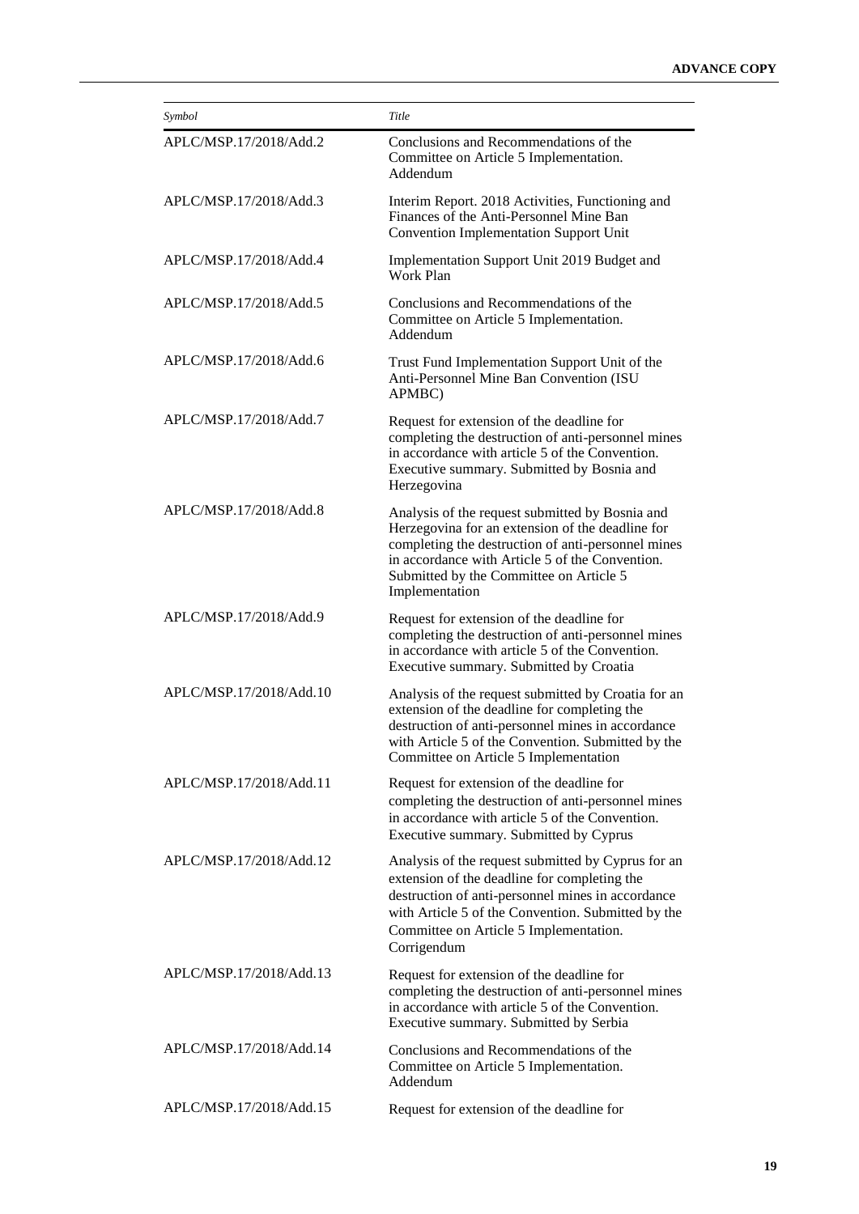| *Symbol* | *Title* |
|---|---|
| APLC/MSP.17/2018/Add.2 | Conclusions and Recommendations of the Committee on Article 5 Implementation. Addendum |
| APLC/MSP.17/2018/Add.3 | Interim Report. 2018 Activities, Functioning and Finances of the Anti-Personnel Mine Ban Convention Implementation Support Unit |
| APLC/MSP.17/2018/Add.4 | Implementation Support Unit 2019 Budget and Work Plan |
| APLC/MSP.17/2018/Add.5 | Conclusions and Recommendations of the Committee on Article 5 Implementation. Addendum |
| APLC/MSP.17/2018/Add.6 | Trust Fund Implementation Support Unit of the Anti-Personnel Mine Ban Convention (ISU APMBC) |
| APLC/MSP.17/2018/Add.7 | Request for extension of the deadline for completing the destruction of anti-personnel mines in accordance with article 5 of the Convention. Executive summary. Submitted by Bosnia and Herzegovina |
| APLC/MSP.17/2018/Add.8 | Analysis of the request submitted by Bosnia and Herzegovina for an extension of the deadline for completing the destruction of anti-personnel mines in accordance with Article 5 of the Convention. Submitted by the Committee on Article 5 Implementation |
| APLC/MSP.17/2018/Add.9 | Request for extension of the deadline for completing the destruction of anti-personnel mines in accordance with article 5 of the Convention. Executive summary. Submitted by Croatia |
| APLC/MSP.17/2018/Add.10 | Analysis of the request submitted by Croatia for an extension of the deadline for completing the destruction of anti-personnel mines in accordance with Article 5 of the Convention. Submitted by the Committee on Article 5 Implementation |
| APLC/MSP.17/2018/Add.11 | Request for extension of the deadline for completing the destruction of anti-personnel mines in accordance with article 5 of the Convention. Executive summary. Submitted by Cyprus |
| APLC/MSP.17/2018/Add.12 | Analysis of the request submitted by Cyprus for an extension of the deadline for completing the destruction of anti-personnel mines in accordance with Article 5 of the Convention. Submitted by the Committee on Article 5 Implementation. Corrigendum |
| APLC/MSP.17/2018/Add.13 | Request for extension of the deadline for completing the destruction of anti-personnel mines in accordance with article 5 of the Convention. Executive summary. Submitted by Serbia |
| APLC/MSP.17/2018/Add.14 | Conclusions and Recommendations of the Committee on Article 5 Implementation. Addendum |
| APLC/MSP.17/2018/Add.15 | Request for extension of the deadline for |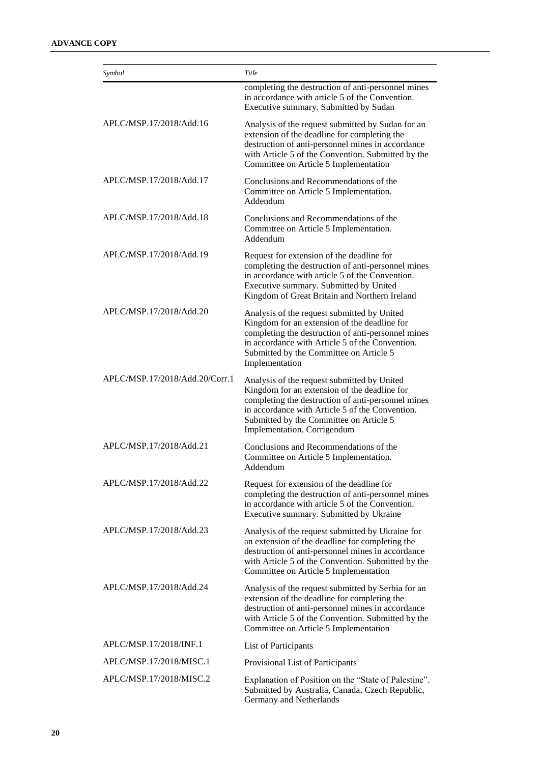| Symbol | Title |
| --- | --- |
| | completing the destruction of anti-personnel mines in accordance with article 5 of the Convention. Executive summary. Submitted by Sudan |
| APLC/MSP.17/2018/Add.16 | Analysis of the request submitted by Sudan for an extension of the deadline for completing the destruction of anti-personnel mines in accordance with Article 5 of the Convention. Submitted by the Committee on Article 5 Implementation |
| APLC/MSP.17/2018/Add.17 | Conclusions and Recommendations of the Committee on Article 5 Implementation. Addendum |
| APLC/MSP.17/2018/Add.18 | Conclusions and Recommendations of the Committee on Article 5 Implementation. Addendum |
| APLC/MSP.17/2018/Add.19 | Request for extension of the deadline for completing the destruction of anti-personnel mines in accordance with article 5 of the Convention. Executive summary. Submitted by United Kingdom of Great Britain and Northern Ireland |
| APLC/MSP.17/2018/Add.20 | Analysis of the request submitted by United Kingdom for an extension of the deadline for completing the destruction of anti-personnel mines in accordance with Article 5 of the Convention. Submitted by the Committee on Article 5 Implementation |
| APLC/MSP.17/2018/Add.20/Corr.1 | Analysis of the request submitted by United Kingdom for an extension of the deadline for completing the destruction of anti-personnel mines in accordance with Article 5 of the Convention. Submitted by the Committee on Article 5 Implementation. Corrigendum |
| APLC/MSP.17/2018/Add.21 | Conclusions and Recommendations of the Committee on Article 5 Implementation. Addendum |
| APLC/MSP.17/2018/Add.22 | Request for extension of the deadline for completing the destruction of anti-personnel mines in accordance with article 5 of the Convention. Executive summary. Submitted by Ukraine |
| APLC/MSP.17/2018/Add.23 | Analysis of the request submitted by Ukraine for an extension of the deadline for completing the destruction of anti-personnel mines in accordance with Article 5 of the Convention. Submitted by the Committee on Article 5 Implementation |
| APLC/MSP.17/2018/Add.24 | Analysis of the request submitted by Serbia for an extension of the deadline for completing the destruction of anti-personnel mines in accordance with Article 5 of the Convention. Submitted by the Committee on Article 5 Implementation |
| APLC/MSP.17/2018/INF.1 | List of Participants |
| APLC/MSP.17/2018/MISC.1 | Provisional List of Participants |
| APLC/MSP.17/2018/MISC.2 | Explanation of Position on the "State of Palestine". Submitted by Australia, Canada, Czech Republic, Germany and Netherlands |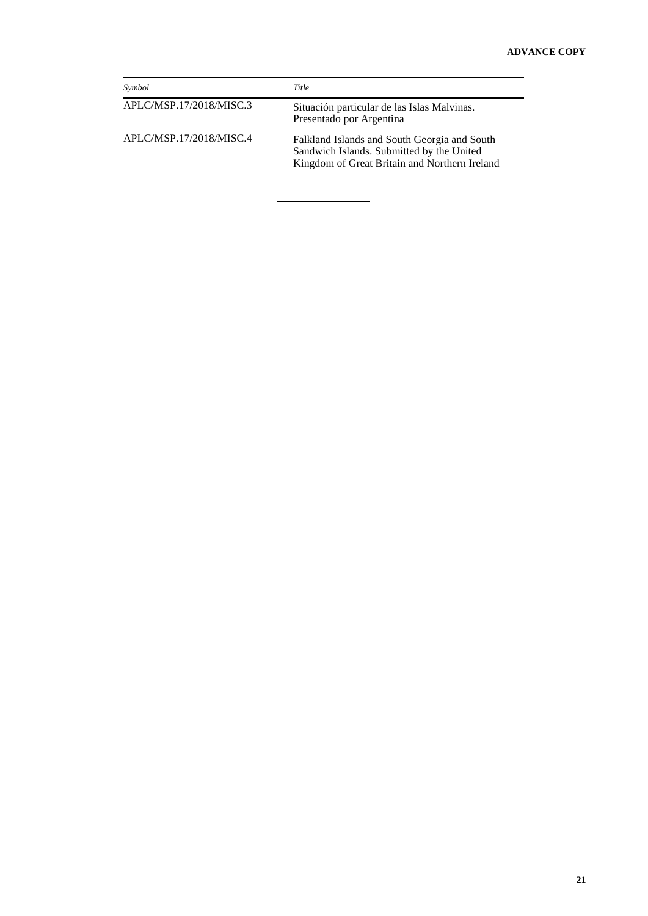| *Symbol* | *Title* |
|---|---|
| APLC/MSP.17/2018/MISC.3 | Situación particular de las Islas Malvinas. Presentado por Argentina |
| APLC/MSP.17/2018/MISC.4 | Falkland Islands and South Georgia and South Sandwich Islands. Submitted by the United Kingdom of Great Britain and Northern Ireland |